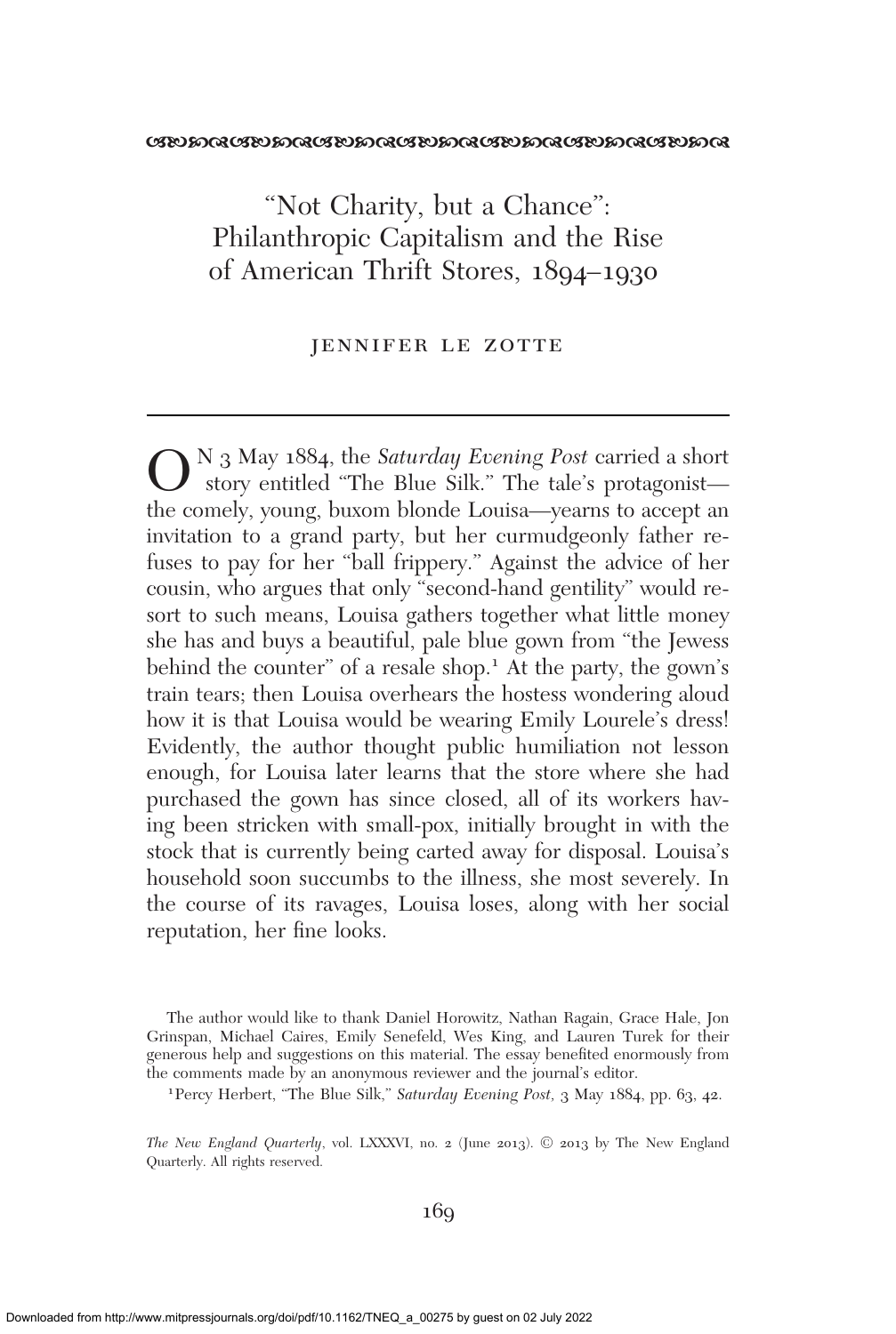# "Not Charity, but a Chance": Philanthropic Capitalism and the Rise of American Thrift Stores, 1894–1930

JENNIFER LE ZOTTE

On 3 May 1884, the *Saturday Evening Post* carried a short story entitled "The Blue Silk." The tale's protagonist—the comely, young, buxom blonde Louisa—yearns to accept an invitation to a grand party, but her curmudgeonly father refuses to pay for her "ball frippery." Against the advice of her cousin, who argues that only "second-hand gentility" would resort to such means, Louisa gathers together what little money she has and buys a beautiful, pale blue gown from "the Jewess behind the counter" of a resale shop.[1] At the party, the gown's train tears; then Louisa overhears the hostess wondering aloud how it is that Louisa would be wearing Emily Lourele's dress! Evidently, the author thought public humiliation not lesson enough, for Louisa later learns that the store where she had purchased the gown has since closed, all of its workers having been stricken with small-pox, initially brought in with the stock that is currently being carted away for disposal. Louisa's household soon succumbs to the illness, she most severely. In the course of its ravages, Louisa loses, along with her social reputation, her fine looks.

---

The author would like to thank Daniel Horowitz, Nathan Ragain, Grace Hale, Jon Grinspan, Michael Caires, Emily Senefeld, Wes King, and Lauren Turek for their generous help and suggestions on this material. The essay benefited enormously from the comments made by an anonymous reviewer and the journal's editor.

[1] Percy Herbert, "The Blue Silk," *Saturday Evening Post*, 3 May 1884, pp. 63, 42.

*The New England Quarterly*, vol. LXXXVI, no. 2 (June 2013). © 2013 by The New England Quarterly. All rights reserved.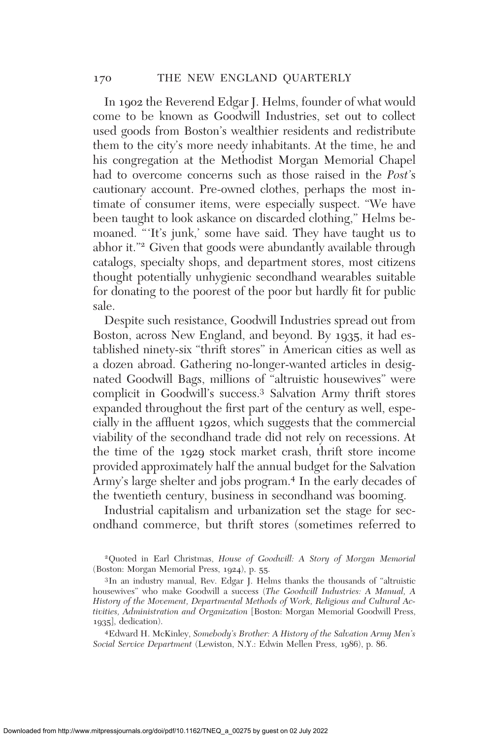In 1902 the Reverend Edgar J. Helms, founder of what would come to be known as Goodwill Industries, set out to collect used goods from Boston's wealthier residents and redistribute them to the city's more needy inhabitants. At the time, he and his congregation at the Methodist Morgan Memorial Chapel had to overcome concerns such as those raised in the *Post's* cautionary account. Pre-owned clothes, perhaps the most intimate of consumer items, were especially suspect. "We have been taught to look askance on discarded clothing," Helms bemoaned. "'It's junk,' some have said. They have taught us to abhor it."[2] Given that goods were abundantly available through catalogs, specialty shops, and department stores, most citizens thought potentially unhygienic secondhand wearables suitable for donating to the poorest of the poor but hardly fit for public sale.

Despite such resistance, Goodwill Industries spread out from Boston, across New England, and beyond. By 1935, it had established ninety-six "thrift stores" in American cities as well as a dozen abroad. Gathering no-longer-wanted articles in designated Goodwill Bags, millions of "altruistic housewives" were complicit in Goodwill's success.[3] Salvation Army thrift stores expanded throughout the first part of the century as well, especially in the affluent 1920s, which suggests that the commercial viability of the secondhand trade did not rely on recessions. At the time of the 1929 stock market crash, thrift store income provided approximately half the annual budget for the Salvation Army's large shelter and jobs program.[4] In the early decades of the twentieth century, business in secondhand was booming.

Industrial capitalism and urbanization set the stage for secondhand commerce, but thrift stores (sometimes referred to

---

[2] Quoted in Earl Christmas, *House of Goodwill: A Story of Morgan Memorial* (Boston: Morgan Memorial Press, 1924), p. 55.

[3] In an industry manual, Rev. Edgar J. Helms thanks the thousands of "altruistic housewives" who make Goodwill a success (*The Goodwill Industries: A Manual, A History of the Movement, Departmental Methods of Work, Religious and Cultural Activities, Administration and Organization* [Boston: Morgan Memorial Goodwill Press, 1935], dedication).

[4] Edward H. McKinley, *Somebody's Brother: A History of the Salvation Army Men's Social Service Department* (Lewiston, N.Y.: Edwin Mellen Press, 1986), p. 86.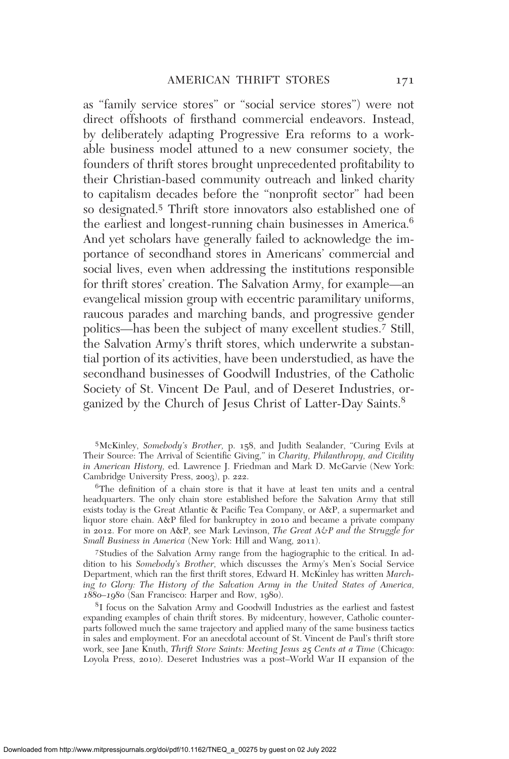as "family service stores" or "social service stores") were not direct offshoots of firsthand commercial endeavors. Instead, by deliberately adapting Progressive Era reforms to a workable business model attuned to a new consumer society, the founders of thrift stores brought unprecedented profitability to their Christian-based community outreach and linked charity to capitalism decades before the "nonprofit sector" had been so designated.[5] Thrift store innovators also established one of the earliest and longest-running chain businesses in America.[6] And yet scholars have generally failed to acknowledge the importance of secondhand stores in Americans' commercial and social lives, even when addressing the institutions responsible for thrift stores' creation. The Salvation Army, for example—an evangelical mission group with eccentric paramilitary uniforms, raucous parades and marching bands, and progressive gender politics—has been the subject of many excellent studies.[7] Still, the Salvation Army's thrift stores, which underwrite a substantial portion of its activities, have been understudied, as have the secondhand businesses of Goodwill Industries, of the Catholic Society of St. Vincent De Paul, and of Deseret Industries, organized by the Church of Jesus Christ of Latter-Day Saints.[8]

[5]McKinley, *Somebody's Brother,* p. 158, and Judith Sealander, "Curing Evils at Their Source: The Arrival of Scientific Giving," in *Charity, Philanthropy, and Civility in American History,* ed. Lawrence J. Friedman and Mark D. McGarvie (New York: Cambridge University Press, 2003), p. 222.

[6]The definition of a chain store is that it have at least ten units and a central headquarters. The only chain store established before the Salvation Army that still exists today is the Great Atlantic & Pacific Tea Company, or A&P, a supermarket and liquor store chain. A&P filed for bankruptcy in 2010 and became a private company in 2012. For more on A&P, see Mark Levinson, *The Great A&P and the Struggle for Small Business in America* (New York: Hill and Wang, 2011).

[7]Studies of the Salvation Army range from the hagiographic to the critical. In addition to his *Somebody's Brother,* which discusses the Army's Men's Social Service Department, which ran the first thrift stores, Edward H. McKinley has written *Marching to Glory: The History of the Salvation Army in the United States of America, 1880–1980* (San Francisco: Harper and Row, 1980).

[8]I focus on the Salvation Army and Goodwill Industries as the earliest and fastest expanding examples of chain thrift stores. By midcentury, however, Catholic counterparts followed much the same trajectory and applied many of the same business tactics in sales and employment. For an anecdotal account of St. Vincent de Paul's thrift store work, see Jane Knuth, *Thrift Store Saints: Meeting Jesus 25 Cents at a Time* (Chicago: Loyola Press, 2010). Deseret Industries was a post–World War II expansion of the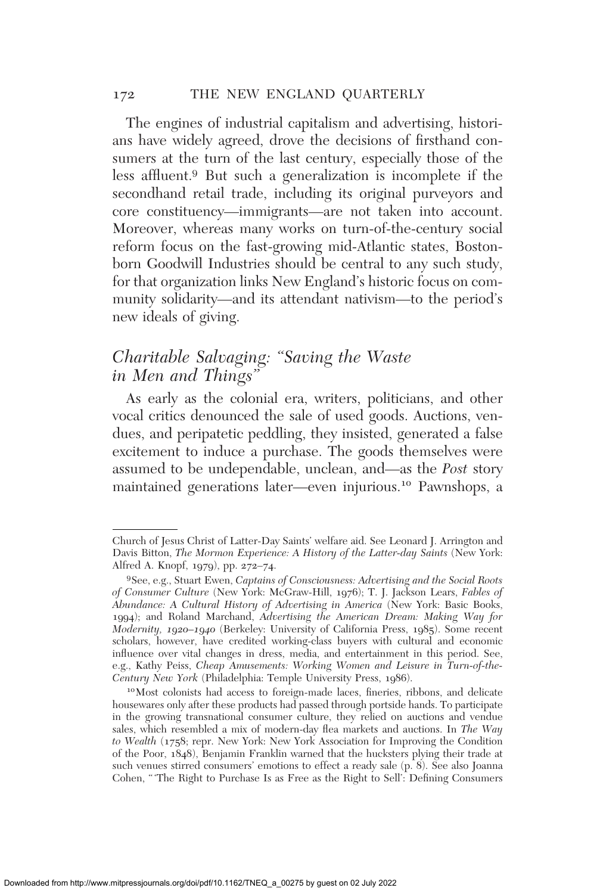The engines of industrial capitalism and advertising, historians have widely agreed, drove the decisions of firsthand consumers at the turn of the last century, especially those of the less affluent.[9] But such a generalization is incomplete if the secondhand retail trade, including its original purveyors and core constituency—immigrants—are not taken into account. Moreover, whereas many works on turn-of-the-century social reform focus on the fast-growing mid-Atlantic states, Boston-born Goodwill Industries should be central to any such study, for that organization links New England's historic focus on community solidarity—and its attendant nativism—to the period's new ideals of giving.

## *Charitable Salvaging: "Saving the Waste in Men and Things"*

As early as the colonial era, writers, politicians, and other vocal critics denounced the sale of used goods. Auctions, vendues, and peripatetic peddling, they insisted, generated a false excitement to induce a purchase. The goods themselves were assumed to be undependable, unclean, and—as the *Post* story maintained generations later—even injurious.[10] Pawnshops, a

---

Church of Jesus Christ of Latter-Day Saints' welfare aid. See Leonard J. Arrington and Davis Bitton, *The Mormon Experience: A History of the Latter-day Saints* (New York: Alfred A. Knopf, 1979), pp. 272–74.

[9] See, e.g., Stuart Ewen, *Captains of Consciousness: Advertising and the Social Roots of Consumer Culture* (New York: McGraw-Hill, 1976); T. J. Jackson Lears, *Fables of Abundance: A Cultural History of Advertising in America* (New York: Basic Books, 1994); and Roland Marchand, *Advertising the American Dream: Making Way for Modernity, 1920–1940* (Berkeley: University of California Press, 1985). Some recent scholars, however, have credited working-class buyers with cultural and economic influence over vital changes in dress, media, and entertainment in this period. See, e.g., Kathy Peiss, *Cheap Amusements: Working Women and Leisure in Turn-of-the-Century New York* (Philadelphia: Temple University Press, 1986).

[10] Most colonists had access to foreign-made laces, fineries, ribbons, and delicate housewares only after these products had passed through portside hands. To participate in the growing transnational consumer culture, they relied on auctions and vendue sales, which resembled a mix of modern-day flea markets and auctions. In *The Way to Wealth* (1758; repr. New York: New York Association for Improving the Condition of the Poor, 1848), Benjamin Franklin warned that the hucksters plying their trade at such venues stirred consumers' emotions to effect a ready sale (p. 8). See also Joanna Cohen, "'The Right to Purchase Is as Free as the Right to Sell': Defining Consumers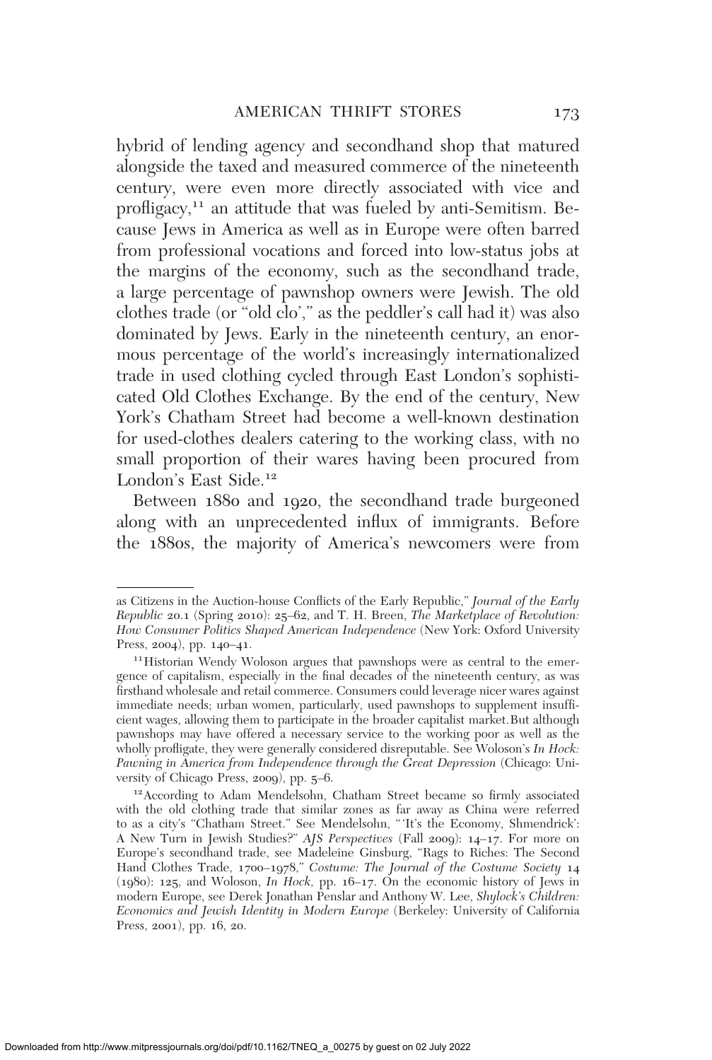hybrid of lending agency and secondhand shop that matured alongside the taxed and measured commerce of the nineteenth century, were even more directly associated with vice and profligacy,[11] an attitude that was fueled by anti-Semitism. Because Jews in America as well as in Europe were often barred from professional vocations and forced into low-status jobs at the margins of the economy, such as the secondhand trade, a large percentage of pawnshop owners were Jewish. The old clothes trade (or "old clo'," as the peddler's call had it) was also dominated by Jews. Early in the nineteenth century, an enormous percentage of the world's increasingly internationalized trade in used clothing cycled through East London's sophisticated Old Clothes Exchange. By the end of the century, New York's Chatham Street had become a well-known destination for used-clothes dealers catering to the working class, with no small proportion of their wares having been procured from London's East Side.[12]

Between 1880 and 1920, the secondhand trade burgeoned along with an unprecedented influx of immigrants. Before the 1880s, the majority of America's newcomers were from

---

as Citizens in the Auction-house Conflicts of the Early Republic," *Journal of the Early Republic* 20.1 (Spring 2010): 25–62, and T. H. Breen, *The Marketplace of Revolution: How Consumer Politics Shaped American Independence* (New York: Oxford University Press, 2004), pp. 140–41.

[11] Historian Wendy Woloson argues that pawnshops were as central to the emergence of capitalism, especially in the final decades of the nineteenth century, as was firsthand wholesale and retail commerce. Consumers could leverage nicer wares against immediate needs; urban women, particularly, used pawnshops to supplement insufficient wages, allowing them to participate in the broader capitalist market. But although pawnshops may have offered a necessary service to the working poor as well as the wholly profligate, they were generally considered disreputable. See Woloson's *In Hock: Pawning in America from Independence through the Great Depression* (Chicago: University of Chicago Press, 2009), pp. 5–6.

[12] According to Adam Mendelsohn, Chatham Street became so firmly associated with the old clothing trade that similar zones as far away as China were referred to as a city's "Chatham Street." See Mendelsohn, "'It's the Economy, Shmendrick': A New Turn in Jewish Studies?" *AJS Perspectives* (Fall 2009): 14–17. For more on Europe's secondhand trade, see Madeleine Ginsburg, "Rags to Riches: The Second Hand Clothes Trade, 1700–1978," *Costume: The Journal of the Costume Society* 14 (1980): 125, and Woloson, *In Hock*, pp. 16–17. On the economic history of Jews in modern Europe, see Derek Jonathan Penslar and Anthony W. Lee, *Shylock's Children: Economics and Jewish Identity in Modern Europe* (Berkeley: University of California Press, 2001), pp. 16, 20.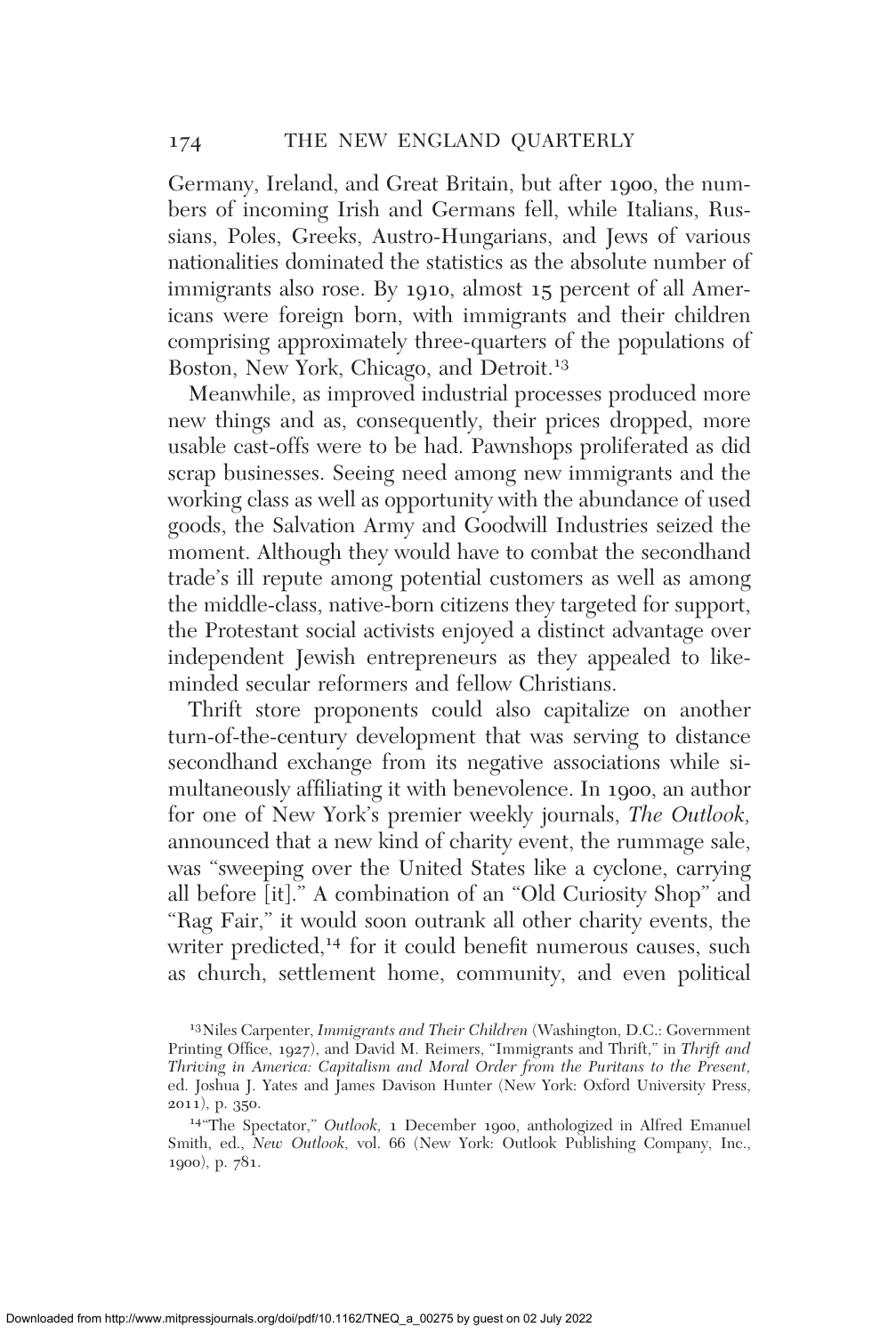Germany, Ireland, and Great Britain, but after 1900, the numbers of incoming Irish and Germans fell, while Italians, Russians, Poles, Greeks, Austro-Hungarians, and Jews of various nationalities dominated the statistics as the absolute number of immigrants also rose. By 1910, almost 15 percent of all Americans were foreign born, with immigrants and their children comprising approximately three-quarters of the populations of Boston, New York, Chicago, and Detroit.[13]

Meanwhile, as improved industrial processes produced more new things and as, consequently, their prices dropped, more usable cast-offs were to be had. Pawnshops proliferated as did scrap businesses. Seeing need among new immigrants and the working class as well as opportunity with the abundance of used goods, the Salvation Army and Goodwill Industries seized the moment. Although they would have to combat the secondhand trade's ill repute among potential customers as well as among the middle-class, native-born citizens they targeted for support, the Protestant social activists enjoyed a distinct advantage over independent Jewish entrepreneurs as they appealed to like-minded secular reformers and fellow Christians.

Thrift store proponents could also capitalize on another turn-of-the-century development that was serving to distance secondhand exchange from its negative associations while simultaneously affiliating it with benevolence. In 1900, an author for one of New York's premier weekly journals, *The Outlook*, announced that a new kind of charity event, the rummage sale, was "sweeping over the United States like a cyclone, carrying all before [it]." A combination of an "Old Curiosity Shop" and "Rag Fair," it would soon outrank all other charity events, the writer predicted,[14] for it could benefit numerous causes, such as church, settlement home, community, and even political

[13] Niles Carpenter, *Immigrants and Their Children* (Washington, D.C.: Government Printing Office, 1927), and David M. Reimers, "Immigrants and Thrift," in *Thrift and Thriving in America: Capitalism and Moral Order from the Puritans to the Present*, ed. Joshua J. Yates and James Davison Hunter (New York: Oxford University Press, 2011), p. 350.

[14] "The Spectator," *Outlook*, 1 December 1900, anthologized in Alfred Emanuel Smith, ed., *New Outlook*, vol. 66 (New York: Outlook Publishing Company, Inc., 1900), p. 781.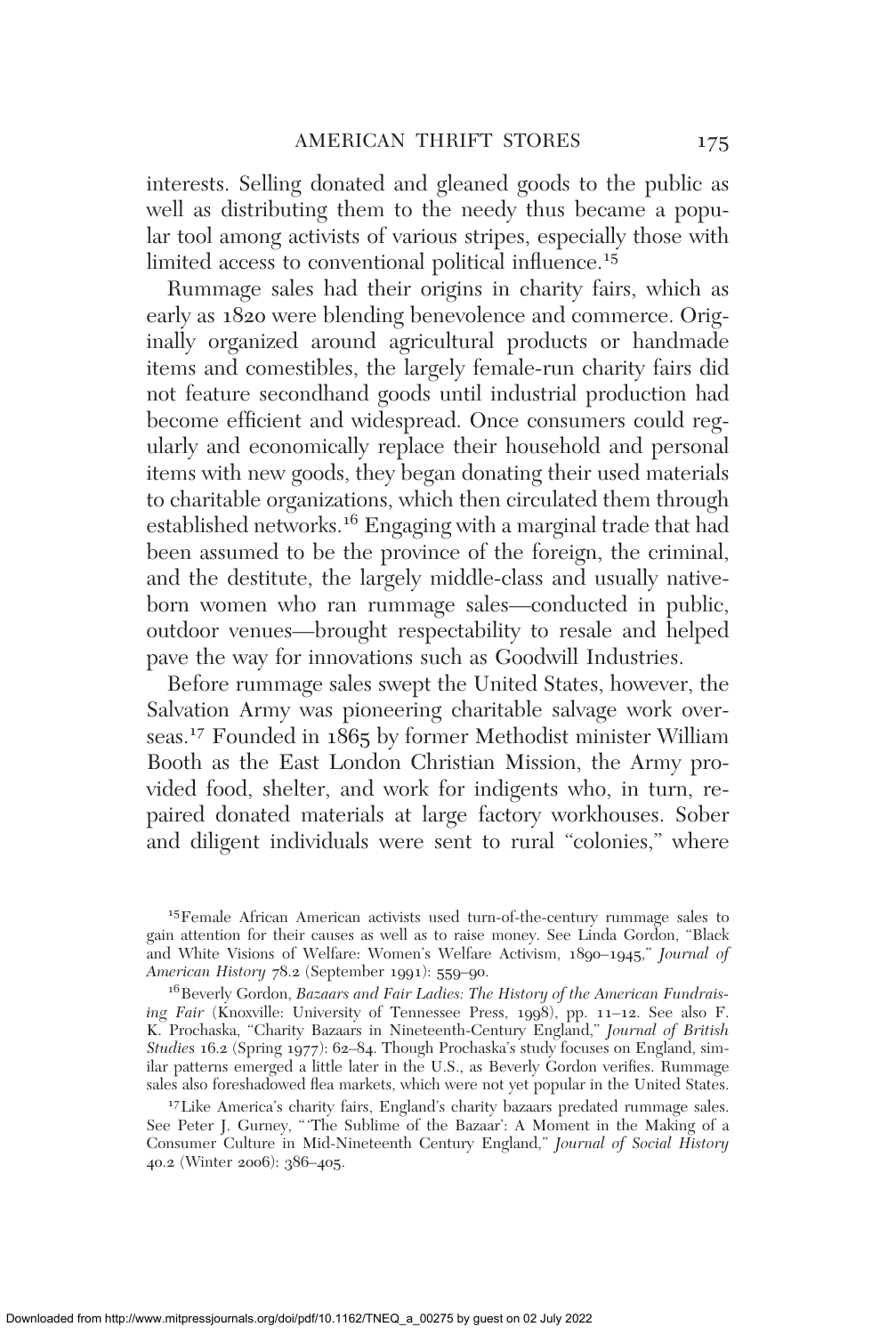interests. Selling donated and gleaned goods to the public as well as distributing them to the needy thus became a popular tool among activists of various stripes, especially those with limited access to conventional political influence.[15]

Rummage sales had their origins in charity fairs, which as early as 1820 were blending benevolence and commerce. Originally organized around agricultural products or handmade items and comestibles, the largely female-run charity fairs did not feature secondhand goods until industrial production had become efficient and widespread. Once consumers could regularly and economically replace their household and personal items with new goods, they began donating their used materials to charitable organizations, which then circulated them through established networks.[16] Engaging with a marginal trade that had been assumed to be the province of the foreign, the criminal, and the destitute, the largely middle-class and usually native-born women who ran rummage sales—conducted in public, outdoor venues—brought respectability to resale and helped pave the way for innovations such as Goodwill Industries.

Before rummage sales swept the United States, however, the Salvation Army was pioneering charitable salvage work overseas.[17] Founded in 1865 by former Methodist minister William Booth as the East London Christian Mission, the Army provided food, shelter, and work for indigents who, in turn, repaired donated materials at large factory workhouses. Sober and diligent individuals were sent to rural "colonies," where

---

[15] Female African American activists used turn-of-the-century rummage sales to gain attention for their causes as well as to raise money. See Linda Gordon, "Black and White Visions of Welfare: Women's Welfare Activism, 1890–1945," *Journal of American History* 78.2 (September 1991): 559–90.

[16] Beverly Gordon, *Bazaars and Fair Ladies: The History of the American Fundraising Fair* (Knoxville: University of Tennessee Press, 1998), pp. 11–12. See also F. K. Prochaska, "Charity Bazaars in Nineteenth-Century England," *Journal of British Studies* 16.2 (Spring 1977): 62–84. Though Prochaska's study focuses on England, similar patterns emerged a little later in the U.S., as Beverly Gordon verifies. Rummage sales also foreshadowed flea markets, which were not yet popular in the United States.

[17] Like America's charity fairs, England's charity bazaars predated rummage sales. See Peter J. Gurney, "'The Sublime of the Bazaar': A Moment in the Making of a Consumer Culture in Mid-Nineteenth Century England," *Journal of Social History* 40.2 (Winter 2006): 386–405.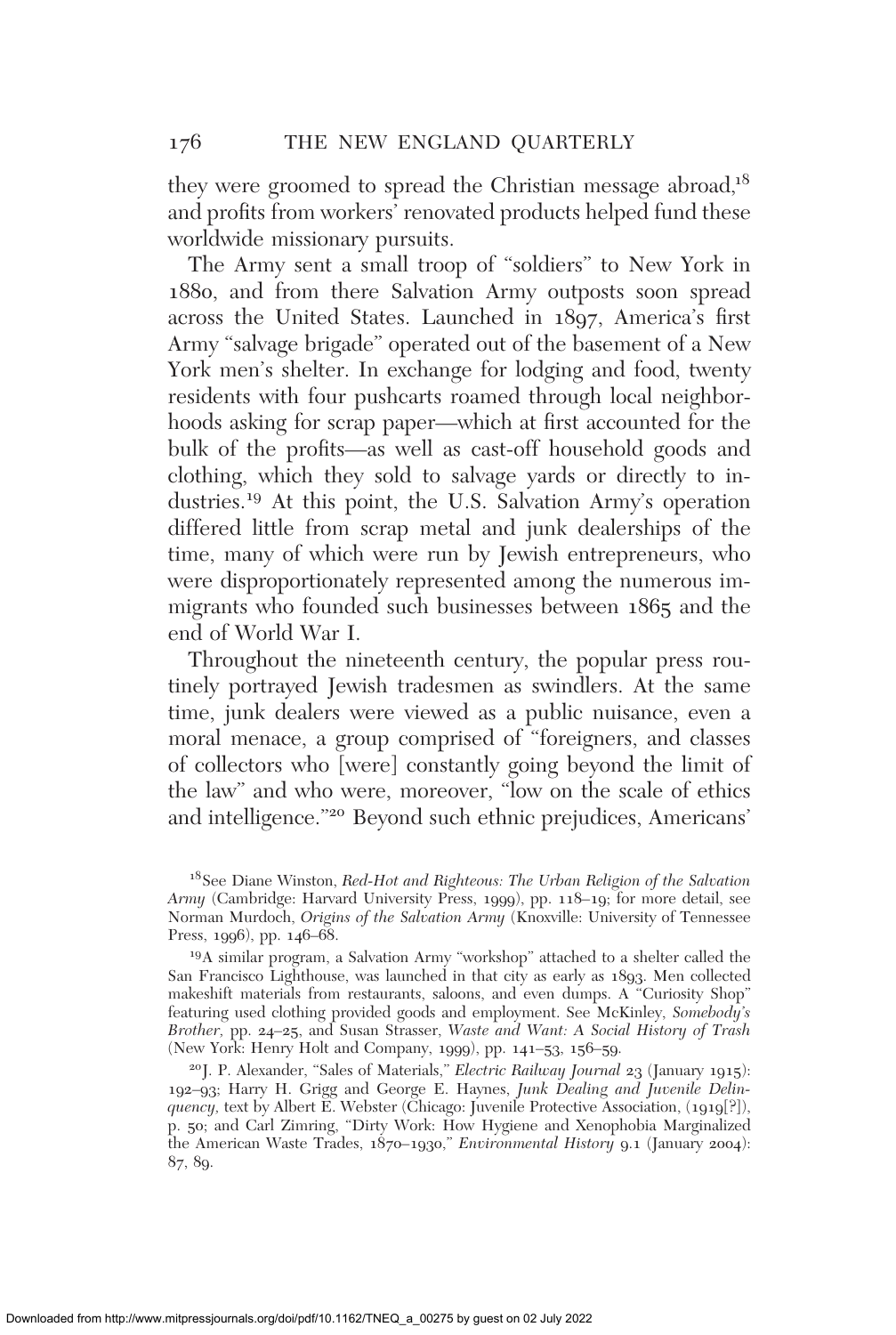they were groomed to spread the Christian message abroad,[18] and profits from workers' renovated products helped fund these worldwide missionary pursuits.

The Army sent a small troop of "soldiers" to New York in 1880, and from there Salvation Army outposts soon spread across the United States. Launched in 1897, America's first Army "salvage brigade" operated out of the basement of a New York men's shelter. In exchange for lodging and food, twenty residents with four pushcarts roamed through local neighborhoods asking for scrap paper—which at first accounted for the bulk of the profits—as well as cast-off household goods and clothing, which they sold to salvage yards or directly to industries.[19] At this point, the U.S. Salvation Army's operation differed little from scrap metal and junk dealerships of the time, many of which were run by Jewish entrepreneurs, who were disproportionately represented among the numerous immigrants who founded such businesses between 1865 and the end of World War I.

Throughout the nineteenth century, the popular press routinely portrayed Jewish tradesmen as swindlers. At the same time, junk dealers were viewed as a public nuisance, even a moral menace, a group comprised of "foreigners, and classes of collectors who [were] constantly going beyond the limit of the law" and who were, moreover, "low on the scale of ethics and intelligence."[20] Beyond such ethnic prejudices, Americans'

[18]See Diane Winston, *Red-Hot and Righteous: The Urban Religion of the Salvation Army* (Cambridge: Harvard University Press, 1999), pp. 118–19; for more detail, see Norman Murdoch, *Origins of the Salvation Army* (Knoxville: University of Tennessee Press, 1996), pp. 146–68.

[19]A similar program, a Salvation Army "workshop" attached to a shelter called the San Francisco Lighthouse, was launched in that city as early as 1893. Men collected makeshift materials from restaurants, saloons, and even dumps. A "Curiosity Shop" featuring used clothing provided goods and employment. See McKinley, *Somebody's Brother*, pp. 24–25, and Susan Strasser, *Waste and Want: A Social History of Trash* (New York: Henry Holt and Company, 1999), pp. 141–53, 156–59.

[20]J. P. Alexander, "Sales of Materials," *Electric Railway Journal* 23 (January 1915): 192–93; Harry H. Grigg and George E. Haynes, *Junk Dealing and Juvenile Delinquency*, text by Albert E. Webster (Chicago: Juvenile Protective Association, (1919[?]), p. 50; and Carl Zimring, "Dirty Work: How Hygiene and Xenophobia Marginalized the American Waste Trades, 1870–1930," *Environmental History* 9.1 (January 2004): 87, 89.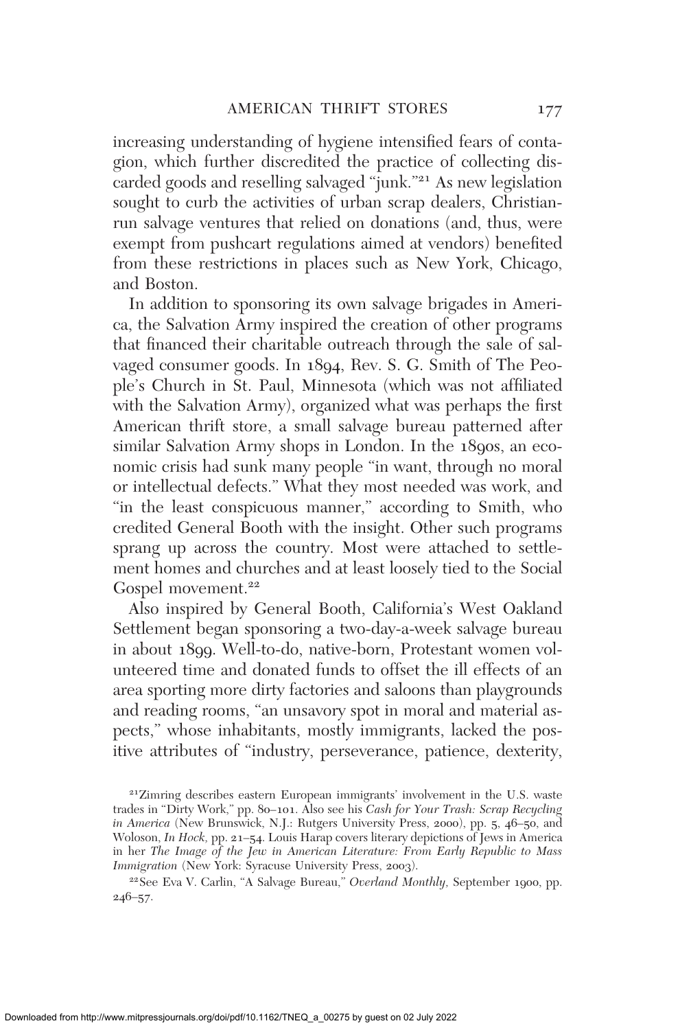increasing understanding of hygiene intensified fears of contagion, which further discredited the practice of collecting discarded goods and reselling salvaged "junk."[21] As new legislation sought to curb the activities of urban scrap dealers, Christian-run salvage ventures that relied on donations (and, thus, were exempt from pushcart regulations aimed at vendors) benefited from these restrictions in places such as New York, Chicago, and Boston.

In addition to sponsoring its own salvage brigades in America, the Salvation Army inspired the creation of other programs that financed their charitable outreach through the sale of salvaged consumer goods. In 1894, Rev. S. G. Smith of The People's Church in St. Paul, Minnesota (which was not affiliated with the Salvation Army), organized what was perhaps the first American thrift store, a small salvage bureau patterned after similar Salvation Army shops in London. In the 1890s, an economic crisis had sunk many people "in want, through no moral or intellectual defects." What they most needed was work, and "in the least conspicuous manner," according to Smith, who credited General Booth with the insight. Other such programs sprang up across the country. Most were attached to settlement homes and churches and at least loosely tied to the Social Gospel movement.[22]

Also inspired by General Booth, California's West Oakland Settlement began sponsoring a two-day-a-week salvage bureau in about 1899. Well-to-do, native-born, Protestant women volunteered time and donated funds to offset the ill effects of an area sporting more dirty factories and saloons than playgrounds and reading rooms, "an unsavory spot in moral and material aspects," whose inhabitants, mostly immigrants, lacked the positive attributes of "industry, perseverance, patience, dexterity,

[21] Zimring describes eastern European immigrants' involvement in the U.S. waste trades in "Dirty Work," pp. 80–101. Also see his *Cash for Your Trash: Scrap Recycling in America* (New Brunswick, N.J.: Rutgers University Press, 2000), pp. 5, 46–50, and Woloson, *In Hock*, pp. 21–54. Louis Harap covers literary depictions of Jews in America in her *The Image of the Jew in American Literature: From Early Republic to Mass Immigration* (New York: Syracuse University Press, 2003).

[22] See Eva V. Carlin, "A Salvage Bureau," *Overland Monthly*, September 1900, pp. 246–57.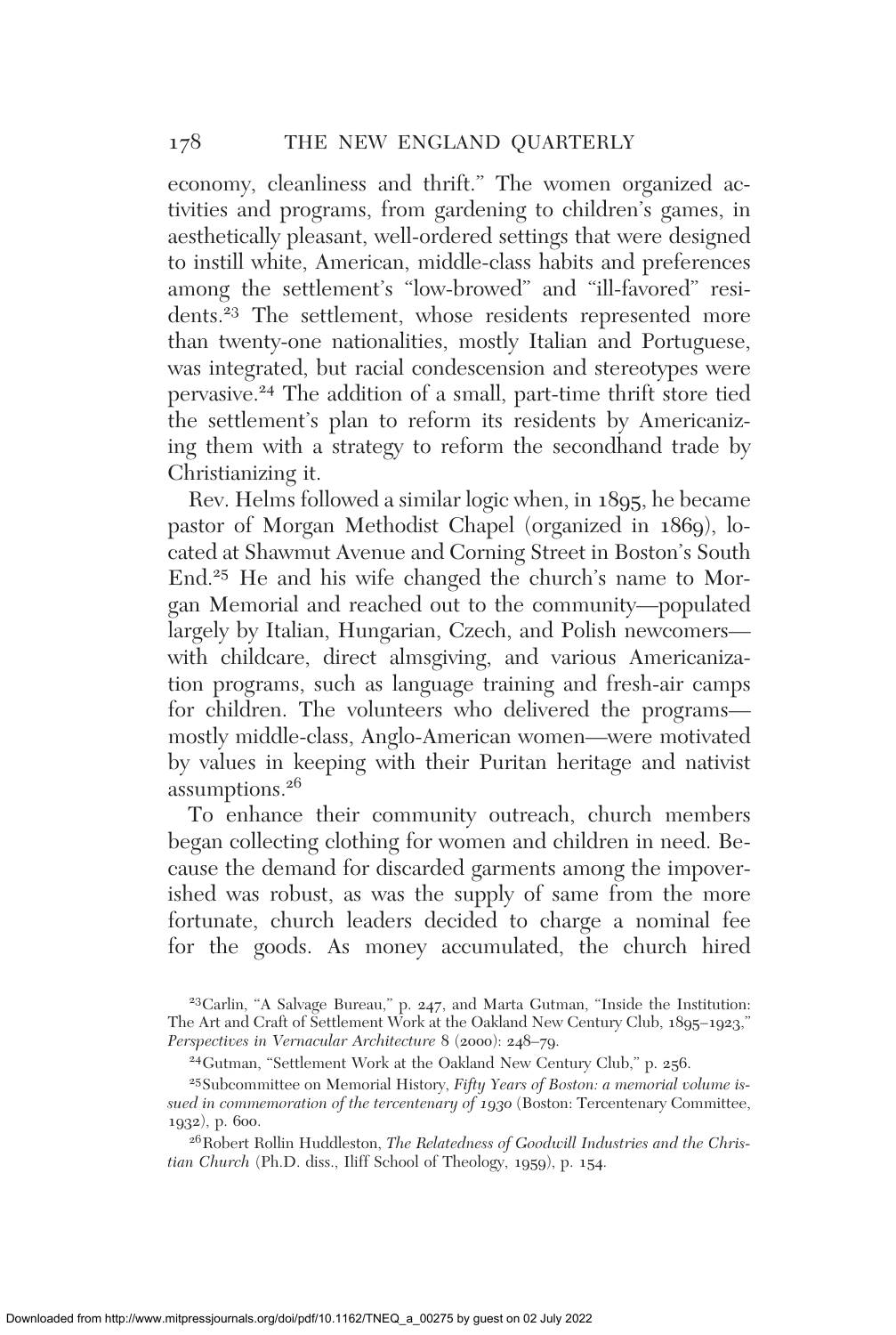economy, cleanliness and thrift." The women organized activities and programs, from gardening to children's games, in aesthetically pleasant, well-ordered settings that were designed to instill white, American, middle-class habits and preferences among the settlement's "low-browed" and "ill-favored" residents.[23] The settlement, whose residents represented more than twenty-one nationalities, mostly Italian and Portuguese, was integrated, but racial condescension and stereotypes were pervasive.[24] The addition of a small, part-time thrift store tied the settlement's plan to reform its residents by Americanizing them with a strategy to reform the secondhand trade by Christianizing it.

Rev. Helms followed a similar logic when, in 1895, he became pastor of Morgan Methodist Chapel (organized in 1869), located at Shawmut Avenue and Corning Street in Boston's South End.[25] He and his wife changed the church's name to Morgan Memorial and reached out to the community—populated largely by Italian, Hungarian, Czech, and Polish newcomers—with childcare, direct almsgiving, and various Americanization programs, such as language training and fresh-air camps for children. The volunteers who delivered the programs—mostly middle-class, Anglo-American women—were motivated by values in keeping with their Puritan heritage and nativist assumptions.[26]

To enhance their community outreach, church members began collecting clothing for women and children in need. Because the demand for discarded garments among the impoverished was robust, as was the supply of same from the more fortunate, church leaders decided to charge a nominal fee for the goods. As money accumulated, the church hired

[23] Carlin, "A Salvage Bureau," p. 247, and Marta Gutman, "Inside the Institution: The Art and Craft of Settlement Work at the Oakland New Century Club, 1895–1923," *Perspectives in Vernacular Architecture* 8 (2000): 248–79.

[24] Gutman, "Settlement Work at the Oakland New Century Club," p. 256.

[25] Subcommittee on Memorial History, *Fifty Years of Boston: a memorial volume issued in commemoration of the tercentenary of 1930* (Boston: Tercentenary Committee, 1932), p. 600.

[26] Robert Rollin Huddleston, *The Relatedness of Goodwill Industries and the Christian Church* (Ph.D. diss., Iliff School of Theology, 1959), p. 154.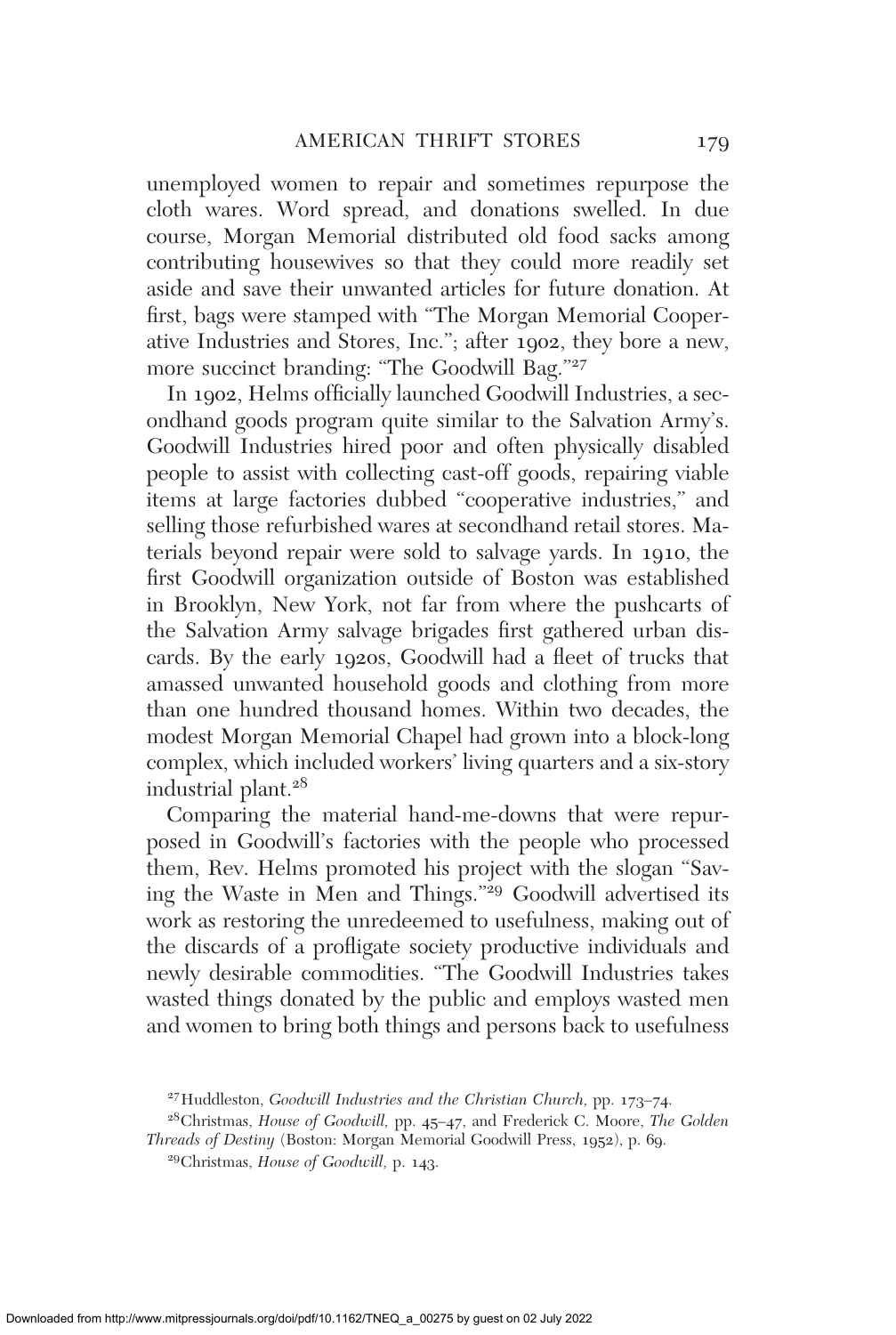unemployed women to repair and sometimes repurpose the cloth wares. Word spread, and donations swelled. In due course, Morgan Memorial distributed old food sacks among contributing housewives so that they could more readily set aside and save their unwanted articles for future donation. At first, bags were stamped with "The Morgan Memorial Cooperative Industries and Stores, Inc."; after 1902, they bore a new, more succinct branding: "The Goodwill Bag."[27]

In 1902, Helms officially launched Goodwill Industries, a secondhand goods program quite similar to the Salvation Army's. Goodwill Industries hired poor and often physically disabled people to assist with collecting cast-off goods, repairing viable items at large factories dubbed "cooperative industries," and selling those refurbished wares at secondhand retail stores. Materials beyond repair were sold to salvage yards. In 1910, the first Goodwill organization outside of Boston was established in Brooklyn, New York, not far from where the pushcarts of the Salvation Army salvage brigades first gathered urban discards. By the early 1920s, Goodwill had a fleet of trucks that amassed unwanted household goods and clothing from more than one hundred thousand homes. Within two decades, the modest Morgan Memorial Chapel had grown into a block-long complex, which included workers' living quarters and a six-story industrial plant.[28]

Comparing the material hand-me-downs that were repurposed in Goodwill's factories with the people who processed them, Rev. Helms promoted his project with the slogan "Saving the Waste in Men and Things."[29] Goodwill advertised its work as restoring the unredeemed to usefulness, making out of the discards of a profligate society productive individuals and newly desirable commodities. "The Goodwill Industries takes wasted things donated by the public and employs wasted men and women to bring both things and persons back to usefulness

---

[27] Huddleston, *Goodwill Industries and the Christian Church,* pp. 173–74.

[28] Christmas, *House of Goodwill,* pp. 45–47, and Frederick C. Moore, *The Golden Threads of Destiny* (Boston: Morgan Memorial Goodwill Press, 1952), p. 69.

[29] Christmas, *House of Goodwill,* p. 143.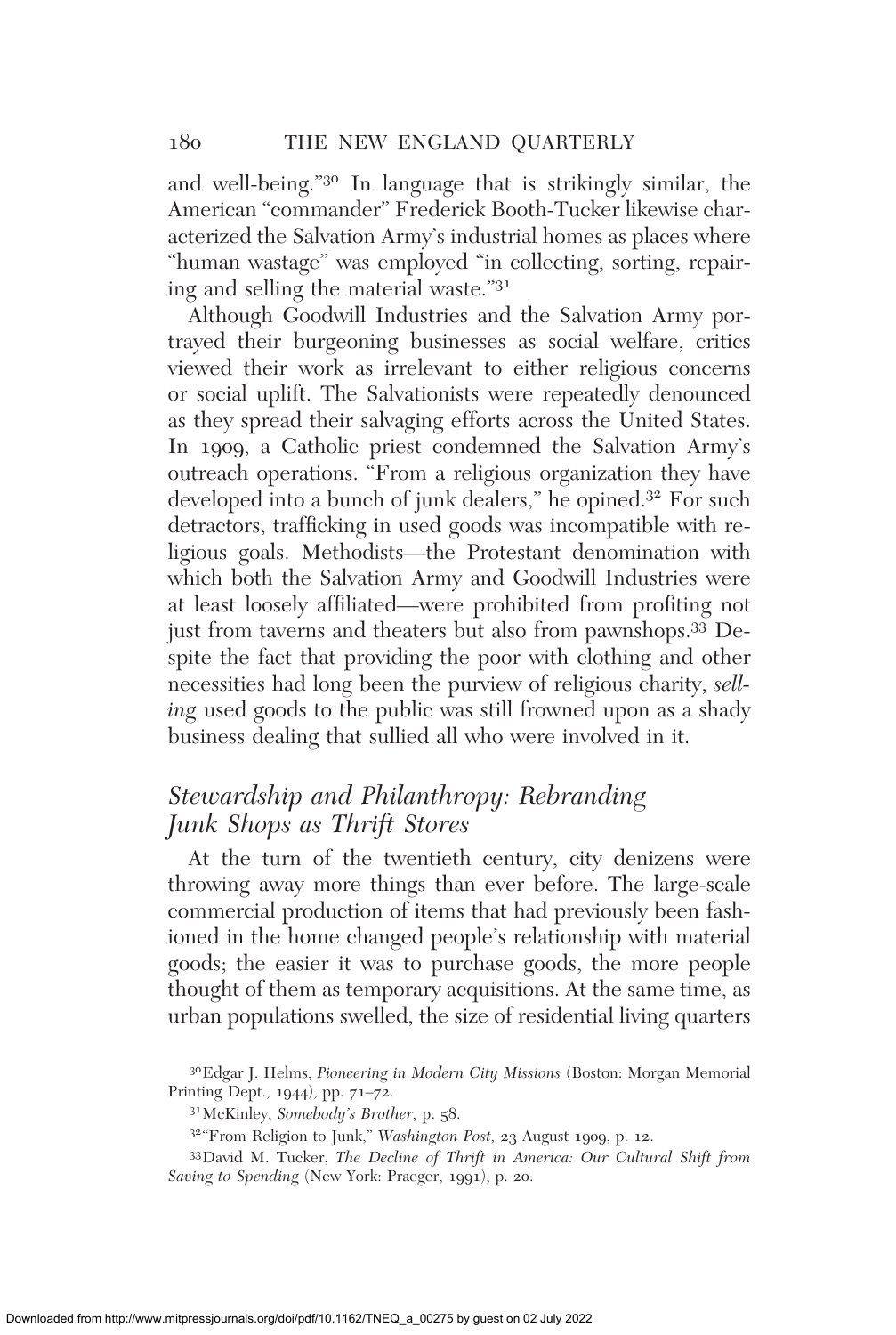and well-being."[30] In language that is strikingly similar, the American "commander" Frederick Booth-Tucker likewise characterized the Salvation Army's industrial homes as places where "human wastage" was employed "in collecting, sorting, repairing and selling the material waste."[31]

Although Goodwill Industries and the Salvation Army portrayed their burgeoning businesses as social welfare, critics viewed their work as irrelevant to either religious concerns or social uplift. The Salvationists were repeatedly denounced as they spread their salvaging efforts across the United States. In 1909, a Catholic priest condemned the Salvation Army's outreach operations. "From a religious organization they have developed into a bunch of junk dealers," he opined.[32] For such detractors, trafficking in used goods was incompatible with religious goals. Methodists—the Protestant denomination with which both the Salvation Army and Goodwill Industries were at least loosely affiliated—were prohibited from profiting not just from taverns and theaters but also from pawnshops.[33] Despite the fact that providing the poor with clothing and other necessities had long been the purview of religious charity, *selling* used goods to the public was still frowned upon as a shady business dealing that sullied all who were involved in it.

## *Stewardship and Philanthropy: Rebranding Junk Shops as Thrift Stores*

At the turn of the twentieth century, city denizens were throwing away more things than ever before. The large-scale commercial production of items that had previously been fashioned in the home changed people's relationship with material goods; the easier it was to purchase goods, the more people thought of them as temporary acquisitions. At the same time, as urban populations swelled, the size of residential living quarters

[30] Edgar J. Helms, *Pioneering in Modern City Missions* (Boston: Morgan Memorial Printing Dept., 1944), pp. 71–72.

[31] McKinley, *Somebody's Brother,* p. 58.

[32] "From Religion to Junk," *Washington Post,* 23 August 1909, p. 12.

[33] David M. Tucker, *The Decline of Thrift in America: Our Cultural Shift from Saving to Spending* (New York: Praeger, 1991), p. 20.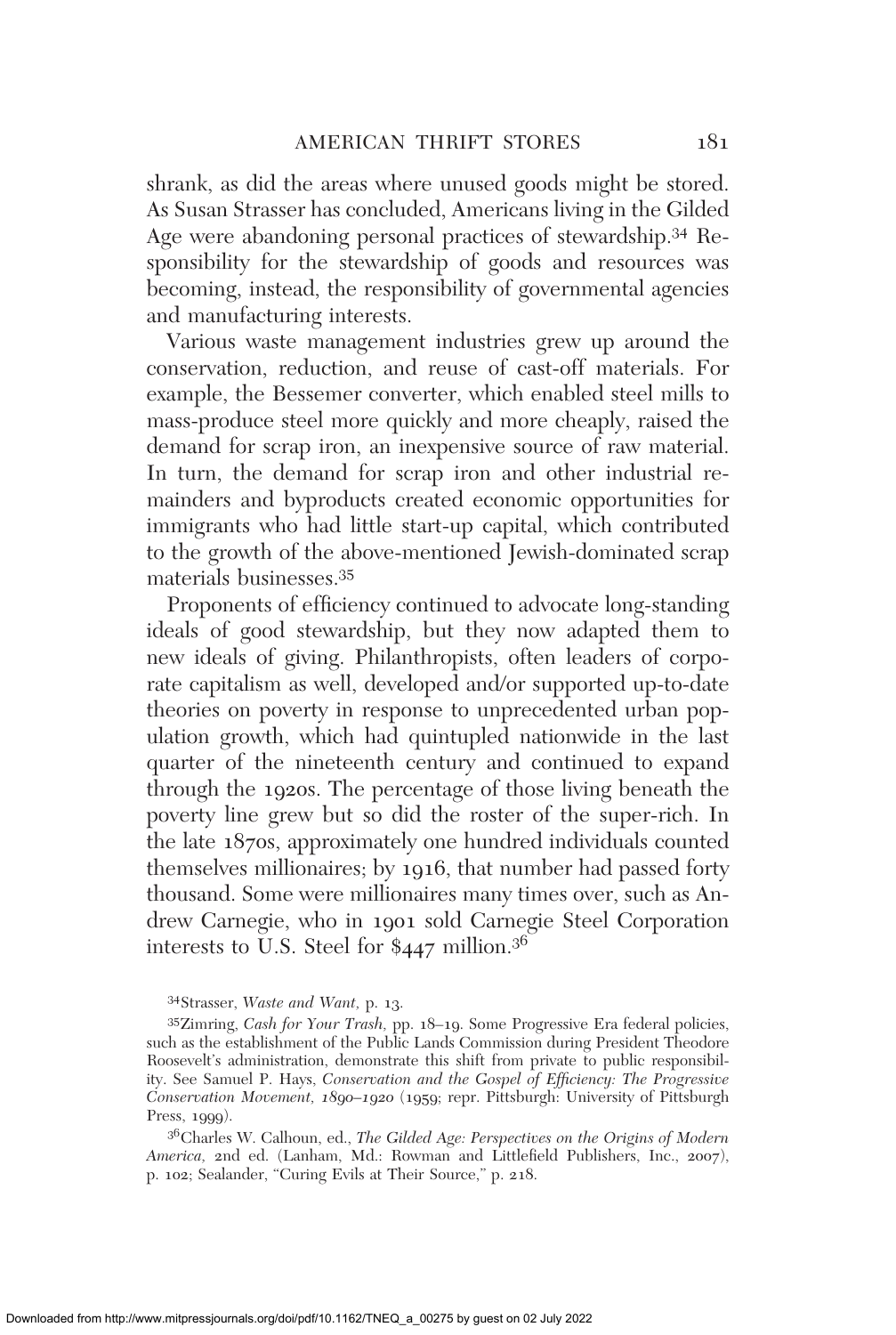shrank, as did the areas where unused goods might be stored. As Susan Strasser has concluded, Americans living in the Gilded Age were abandoning personal practices of stewardship.[34] Responsibility for the stewardship of goods and resources was becoming, instead, the responsibility of governmental agencies and manufacturing interests.

Various waste management industries grew up around the conservation, reduction, and reuse of cast-off materials. For example, the Bessemer converter, which enabled steel mills to mass-produce steel more quickly and more cheaply, raised the demand for scrap iron, an inexpensive source of raw material. In turn, the demand for scrap iron and other industrial remainders and byproducts created economic opportunities for immigrants who had little start-up capital, which contributed to the growth of the above-mentioned Jewish-dominated scrap materials businesses.[35]

Proponents of efficiency continued to advocate long-standing ideals of good stewardship, but they now adapted them to new ideals of giving. Philanthropists, often leaders of corporate capitalism as well, developed and/or supported up-to-date theories on poverty in response to unprecedented urban population growth, which had quintupled nationwide in the last quarter of the nineteenth century and continued to expand through the 1920s. The percentage of those living beneath the poverty line grew but so did the roster of the super-rich. In the late 1870s, approximately one hundred individuals counted themselves millionaires; by 1916, that number had passed forty thousand. Some were millionaires many times over, such as Andrew Carnegie, who in 1901 sold Carnegie Steel Corporation interests to U.S. Steel for $447 million.[36]

[34] Strasser, *Waste and Want,* p. 13.

[35] Zimring, *Cash for Your Trash,* pp. 18–19. Some Progressive Era federal policies, such as the establishment of the Public Lands Commission during President Theodore Roosevelt's administration, demonstrate this shift from private to public responsibility. See Samuel P. Hays, *Conservation and the Gospel of Efficiency: The Progressive Conservation Movement, 1890–1920* (1959; repr. Pittsburgh: University of Pittsburgh Press, 1999).

[36] Charles W. Calhoun, ed., *The Gilded Age: Perspectives on the Origins of Modern America,* 2nd ed. (Lanham, Md.: Rowman and Littlefield Publishers, Inc., 2007), p. 102; Sealander, "Curing Evils at Their Source," p. 218.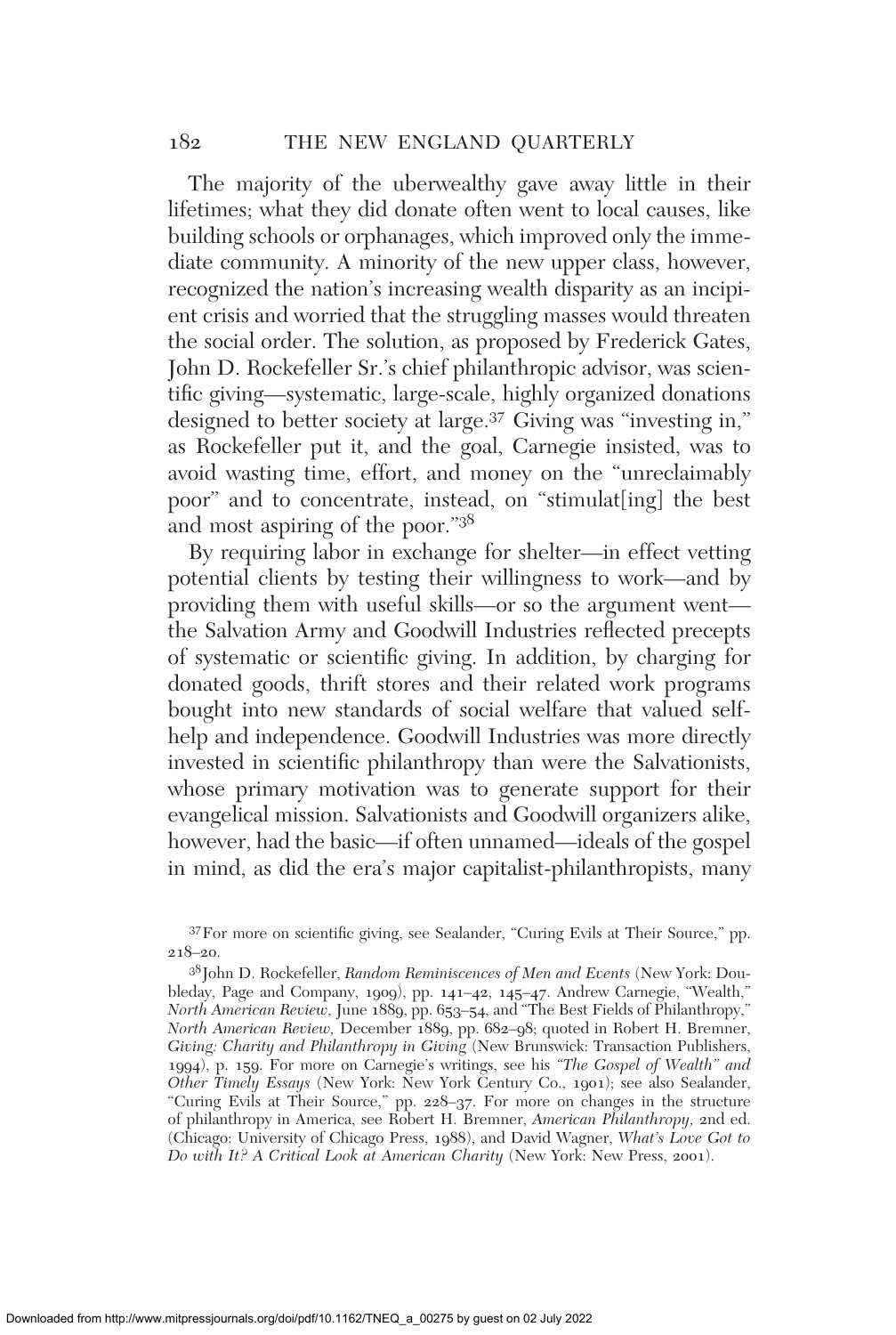The majority of the uberwealthy gave away little in their lifetimes; what they did donate often went to local causes, like building schools or orphanages, which improved only the immediate community. A minority of the new upper class, however, recognized the nation's increasing wealth disparity as an incipient crisis and worried that the struggling masses would threaten the social order. The solution, as proposed by Frederick Gates, John D. Rockefeller Sr.'s chief philanthropic advisor, was scientific giving—systematic, large-scale, highly organized donations designed to better society at large.[37] Giving was "investing in," as Rockefeller put it, and the goal, Carnegie insisted, was to avoid wasting time, effort, and money on the "unreclaimably poor" and to concentrate, instead, on "stimulat[ing] the best and most aspiring of the poor."[38]

By requiring labor in exchange for shelter—in effect vetting potential clients by testing their willingness to work—and by providing them with useful skills—or so the argument went—the Salvation Army and Goodwill Industries reflected precepts of systematic or scientific giving. In addition, by charging for donated goods, thrift stores and their related work programs bought into new standards of social welfare that valued self-help and independence. Goodwill Industries was more directly invested in scientific philanthropy than were the Salvationists, whose primary motivation was to generate support for their evangelical mission. Salvationists and Goodwill organizers alike, however, had the basic—if often unnamed—ideals of the gospel in mind, as did the era's major capitalist-philanthropists, many

[37] For more on scientific giving, see Sealander, "Curing Evils at Their Source," pp. 218–20.

[38] John D. Rockefeller, *Random Reminiscences of Men and Events* (New York: Doubleday, Page and Company, 1909), pp. 141–42, 145–47. Andrew Carnegie, "Wealth," *North American Review,* June 1889, pp. 653–54, and "The Best Fields of Philanthropy," *North American Review,* December 1889, pp. 682–98; quoted in Robert H. Bremner, *Giving: Charity and Philanthropy in Giving* (New Brunswick: Transaction Publishers, 1994), p. 159. For more on Carnegie's writings, see his *"The Gospel of Wealth" and Other Timely Essays* (New York: New York Century Co., 1901); see also Sealander, "Curing Evils at Their Source," pp. 228–37. For more on changes in the structure of philanthropy in America, see Robert H. Bremner, *American Philanthropy,* 2nd ed. (Chicago: University of Chicago Press, 1988), and David Wagner, *What's Love Got to Do with It? A Critical Look at American Charity* (New York: New Press, 2001).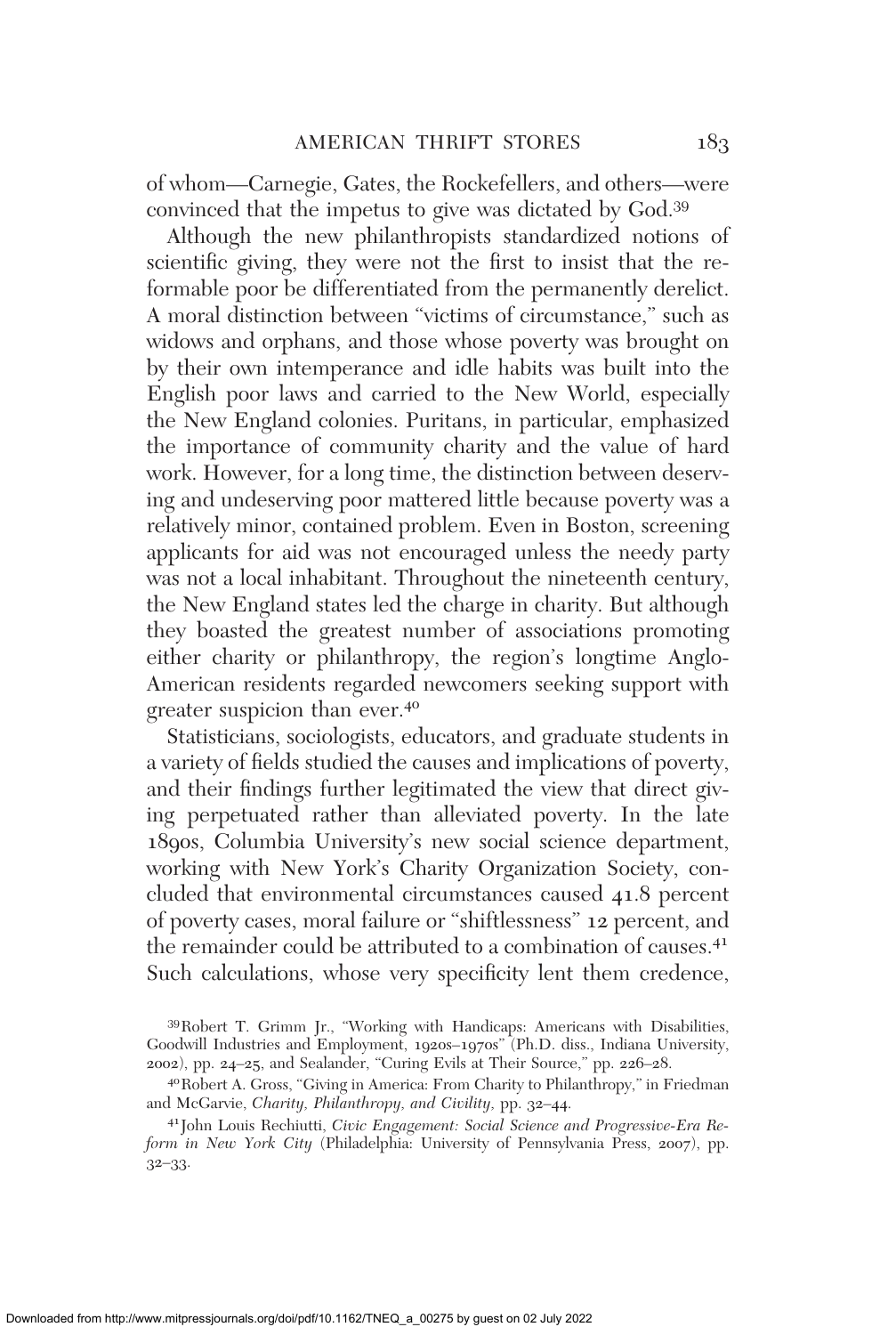of whom—Carnegie, Gates, the Rockefellers, and others—were convinced that the impetus to give was dictated by God.[39]

Although the new philanthropists standardized notions of scientific giving, they were not the first to insist that the reformable poor be differentiated from the permanently derelict. A moral distinction between "victims of circumstance," such as widows and orphans, and those whose poverty was brought on by their own intemperance and idle habits was built into the English poor laws and carried to the New World, especially the New England colonies. Puritans, in particular, emphasized the importance of community charity and the value of hard work. However, for a long time, the distinction between deserving and undeserving poor mattered little because poverty was a relatively minor, contained problem. Even in Boston, screening applicants for aid was not encouraged unless the needy party was not a local inhabitant. Throughout the nineteenth century, the New England states led the charge in charity. But although they boasted the greatest number of associations promoting either charity or philanthropy, the region's longtime Anglo-American residents regarded newcomers seeking support with greater suspicion than ever.[40]

Statisticians, sociologists, educators, and graduate students in a variety of fields studied the causes and implications of poverty, and their findings further legitimated the view that direct giving perpetuated rather than alleviated poverty. In the late 1890s, Columbia University's new social science department, working with New York's Charity Organization Society, concluded that environmental circumstances caused 41.8 percent of poverty cases, moral failure or "shiftlessness" 12 percent, and the remainder could be attributed to a combination of causes.[41] Such calculations, whose very specificity lent them credence,

[39] Robert T. Grimm Jr., "Working with Handicaps: Americans with Disabilities, Goodwill Industries and Employment, 1920s–1970s" (Ph.D. diss., Indiana University, 2002), pp. 24–25, and Sealander, "Curing Evils at Their Source," pp. 226–28.

[40] Robert A. Gross, "Giving in America: From Charity to Philanthropy," in Friedman and McGarvie, *Charity, Philanthropy, and Civility*, pp. 32–44.

[41] John Louis Rechiutti, *Civic Engagement: Social Science and Progressive-Era Reform in New York City* (Philadelphia: University of Pennsylvania Press, 2007), pp. 32–33.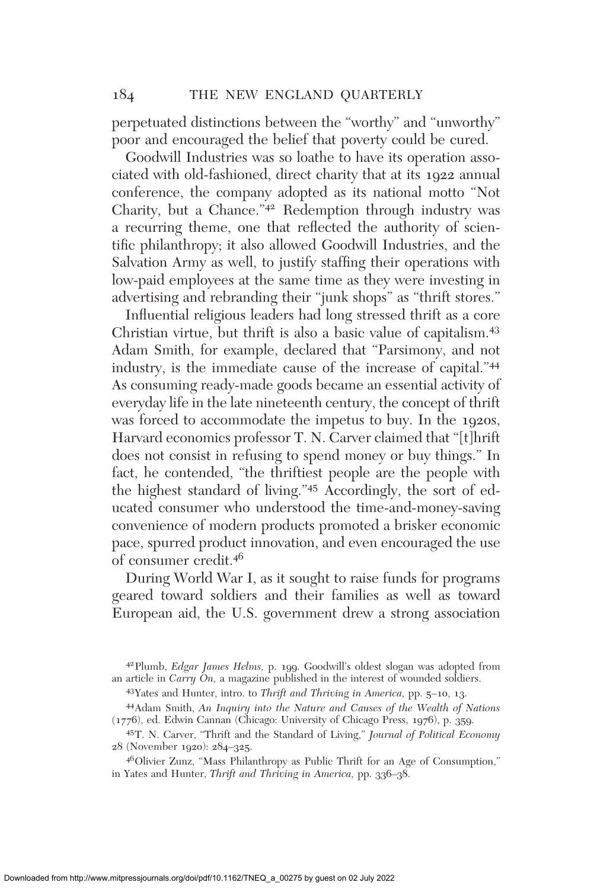perpetuated distinctions between the "worthy" and "unworthy" poor and encouraged the belief that poverty could be cured.

Goodwill Industries was so loathe to have its operation associated with old-fashioned, direct charity that at its 1922 annual conference, the company adopted as its national motto "Not Charity, but a Chance."[42] Redemption through industry was a recurring theme, one that reflected the authority of scientific philanthropy; it also allowed Goodwill Industries, and the Salvation Army as well, to justify staffing their operations with low-paid employees at the same time as they were investing in advertising and rebranding their "junk shops" as "thrift stores."

Influential religious leaders had long stressed thrift as a core Christian virtue, but thrift is also a basic value of capitalism.[43] Adam Smith, for example, declared that "Parsimony, and not industry, is the immediate cause of the increase of capital."[44] As consuming ready-made goods became an essential activity of everyday life in the late nineteenth century, the concept of thrift was forced to accommodate the impetus to buy. In the 1920s, Harvard economics professor T. N. Carver claimed that "[t]hrift does not consist in refusing to spend money or buy things." In fact, he contended, "the thriftiest people are the people with the highest standard of living."[45] Accordingly, the sort of educated consumer who understood the time-and-money-saving convenience of modern products promoted a brisker economic pace, spurred product innovation, and even encouraged the use of consumer credit.[46]

During World War I, as it sought to raise funds for programs geared toward soldiers and their families as well as toward European aid, the U.S. government drew a strong association

---

[42] Plumb, *Edgar James Helms,* p. 199. Goodwill's oldest slogan was adopted from an article in *Carry On,* a magazine published in the interest of wounded soldiers.

[43] Yates and Hunter, intro. to *Thrift and Thriving in America,* pp. 5–10, 13.

[44] Adam Smith, *An Inquiry into the Nature and Causes of the Wealth of Nations* (1776), ed. Edwin Cannan (Chicago: University of Chicago Press, 1976), p. 359.

[45] T. N. Carver, "Thrift and the Standard of Living," *Journal of Political Economy* 28 (November 1920): 284–325.

[46] Olivier Zunz, "Mass Philanthropy as Public Thrift for an Age of Consumption," in Yates and Hunter, *Thrift and Thriving in America,* pp. 336–38.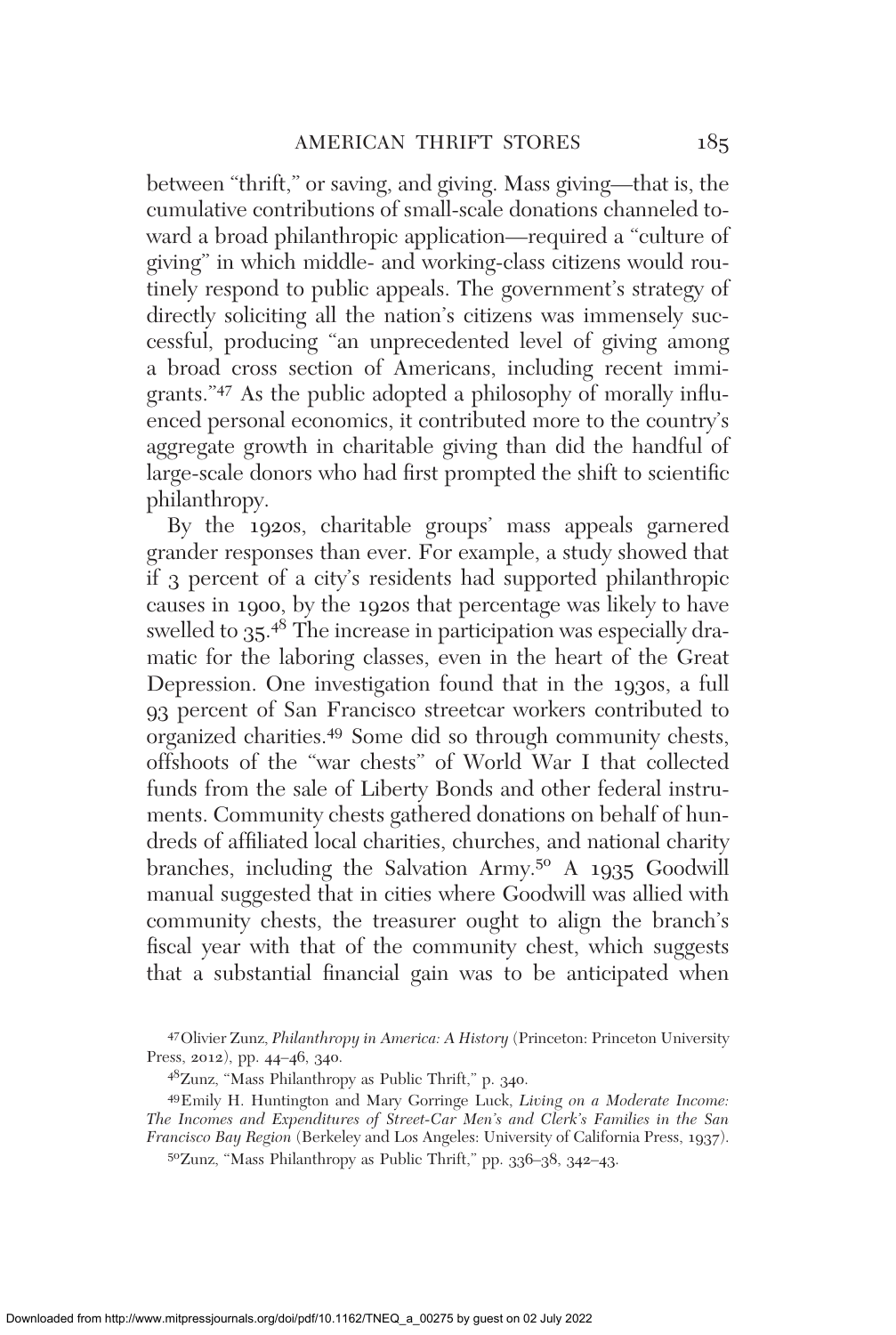between "thrift," or saving, and giving. Mass giving—that is, the cumulative contributions of small-scale donations channeled toward a broad philanthropic application—required a "culture of giving" in which middle- and working-class citizens would routinely respond to public appeals. The government's strategy of directly soliciting all the nation's citizens was immensely successful, producing "an unprecedented level of giving among a broad cross section of Americans, including recent immigrants."[47] As the public adopted a philosophy of morally influenced personal economics, it contributed more to the country's aggregate growth in charitable giving than did the handful of large-scale donors who had first prompted the shift to scientific philanthropy.

By the 1920s, charitable groups' mass appeals garnered grander responses than ever. For example, a study showed that if 3 percent of a city's residents had supported philanthropic causes in 1900, by the 1920s that percentage was likely to have swelled to 35.[48] The increase in participation was especially dramatic for the laboring classes, even in the heart of the Great Depression. One investigation found that in the 1930s, a full 93 percent of San Francisco streetcar workers contributed to organized charities.[49] Some did so through community chests, offshoots of the "war chests" of World War I that collected funds from the sale of Liberty Bonds and other federal instruments. Community chests gathered donations on behalf of hundreds of affiliated local charities, churches, and national charity branches, including the Salvation Army.[50] A 1935 Goodwill manual suggested that in cities where Goodwill was allied with community chests, the treasurer ought to align the branch's fiscal year with that of the community chest, which suggests that a substantial financial gain was to be anticipated when

[47] Olivier Zunz, *Philanthropy in America: A History* (Princeton: Princeton University Press, 2012), pp. 44–46, 340.

[48] Zunz, "Mass Philanthropy as Public Thrift," p. 340.

[49] Emily H. Huntington and Mary Gorringe Luck, *Living on a Moderate Income: The Incomes and Expenditures of Street-Car Men's and Clerk's Families in the San Francisco Bay Region* (Berkeley and Los Angeles: University of California Press, 1937).

[50] Zunz, "Mass Philanthropy as Public Thrift," pp. 336–38, 342–43.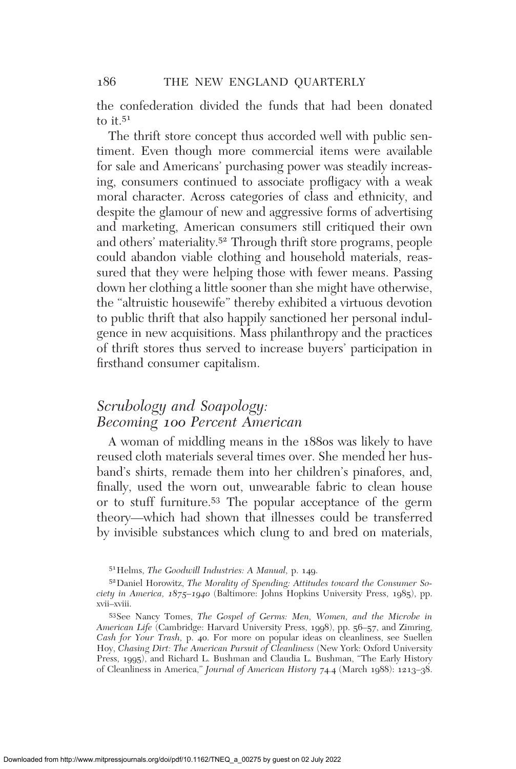the confederation divided the funds that had been donated to it.[51]

The thrift store concept thus accorded well with public sentiment. Even though more commercial items were available for sale and Americans' purchasing power was steadily increasing, consumers continued to associate profligacy with a weak moral character. Across categories of class and ethnicity, and despite the glamour of new and aggressive forms of advertising and marketing, American consumers still critiqued their own and others' materiality.[52] Through thrift store programs, people could abandon viable clothing and household materials, reassured that they were helping those with fewer means. Passing down her clothing a little sooner than she might have otherwise, the "altruistic housewife" thereby exhibited a virtuous devotion to public thrift that also happily sanctioned her personal indulgence in new acquisitions. Mass philanthropy and the practices of thrift stores thus served to increase buyers' participation in firsthand consumer capitalism.

## *Scrubology and Soapology: Becoming 100 Percent American*

A woman of middling means in the 1880s was likely to have reused cloth materials several times over. She mended her husband's shirts, remade them into her children's pinafores, and, finally, used the worn out, unwearable fabric to clean house or to stuff furniture.[53] The popular acceptance of the germ theory—which had shown that illnesses could be transferred by invisible substances which clung to and bred on materials,

[51] Helms, *The Goodwill Industries: A Manual,* p. 149.

[52] Daniel Horowitz, *The Morality of Spending: Attitudes toward the Consumer Society in America, 1875–1940* (Baltimore: Johns Hopkins University Press, 1985), pp. xvii–xviii.

[53] See Nancy Tomes, *The Gospel of Germs: Men, Women, and the Microbe in American Life* (Cambridge: Harvard University Press, 1998), pp. 56–57, and Zimring, *Cash for Your Trash,* p. 40. For more on popular ideas on cleanliness, see Suellen Hoy, *Chasing Dirt: The American Pursuit of Cleanliness* (New York: Oxford University Press, 1995), and Richard L. Bushman and Claudia L. Bushman, "The Early History of Cleanliness in America," *Journal of American History* 74.4 (March 1988): 1213–38.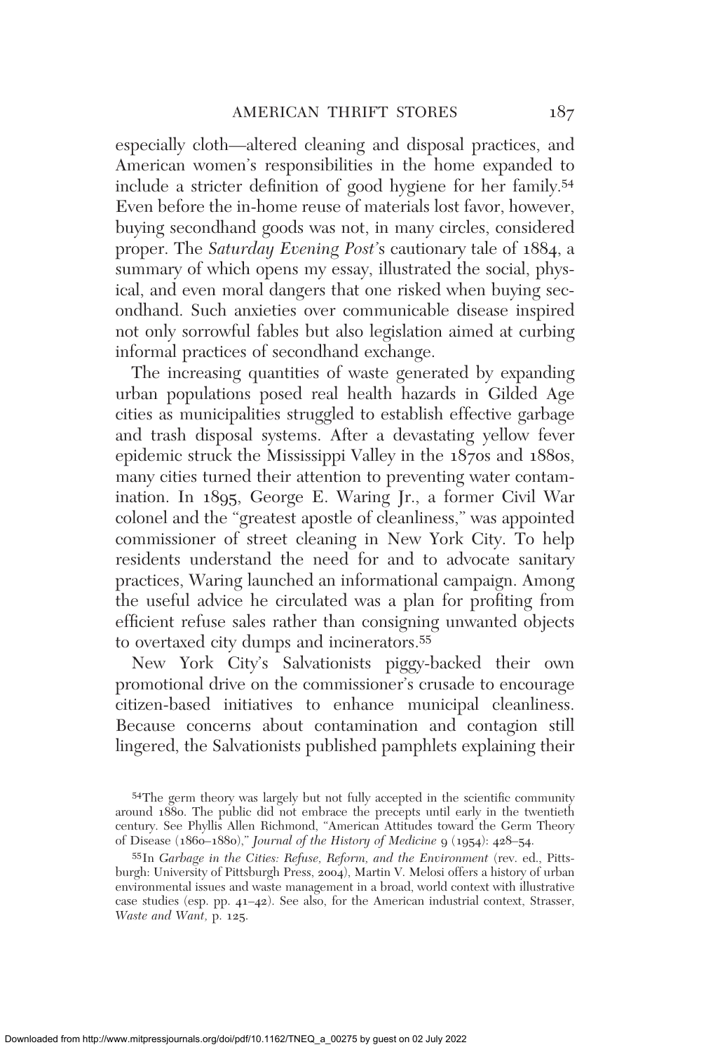especially cloth—altered cleaning and disposal practices, and American women's responsibilities in the home expanded to include a stricter definition of good hygiene for her family.[54] Even before the in-home reuse of materials lost favor, however, buying secondhand goods was not, in many circles, considered proper. The *Saturday Evening Post*'s cautionary tale of 1884, a summary of which opens my essay, illustrated the social, physical, and even moral dangers that one risked when buying secondhand. Such anxieties over communicable disease inspired not only sorrowful fables but also legislation aimed at curbing informal practices of secondhand exchange.

The increasing quantities of waste generated by expanding urban populations posed real health hazards in Gilded Age cities as municipalities struggled to establish effective garbage and trash disposal systems. After a devastating yellow fever epidemic struck the Mississippi Valley in the 1870s and 1880s, many cities turned their attention to preventing water contamination. In 1895, George E. Waring Jr., a former Civil War colonel and the "greatest apostle of cleanliness," was appointed commissioner of street cleaning in New York City. To help residents understand the need for and to advocate sanitary practices, Waring launched an informational campaign. Among the useful advice he circulated was a plan for profiting from efficient refuse sales rather than consigning unwanted objects to overtaxed city dumps and incinerators.[55]

New York City's Salvationists piggy-backed their own promotional drive on the commissioner's crusade to encourage citizen-based initiatives to enhance municipal cleanliness. Because concerns about contamination and contagion still lingered, the Salvationists published pamphlets explaining their

[54] The germ theory was largely but not fully accepted in the scientific community around 1880. The public did not embrace the precepts until early in the twentieth century. See Phyllis Allen Richmond, "American Attitudes toward the Germ Theory of Disease (1860–1880)," *Journal of the History of Medicine* 9 (1954): 428–54.

[55] In *Garbage in the Cities: Refuse, Reform, and the Environment* (rev. ed., Pittsburgh: University of Pittsburgh Press, 2004), Martin V. Melosi offers a history of urban environmental issues and waste management in a broad, world context with illustrative case studies (esp. pp. 41–42). See also, for the American industrial context, Strasser, *Waste and Want*, p. 125.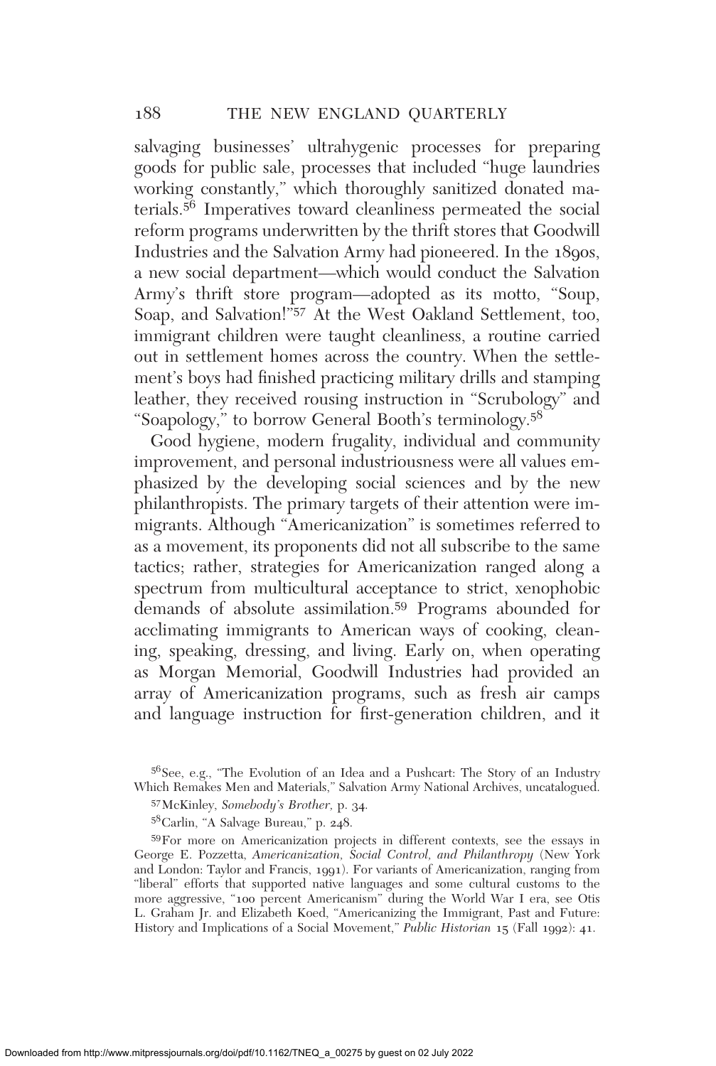salvaging businesses' ultrahygenic processes for preparing goods for public sale, processes that included "huge laundries working constantly," which thoroughly sanitized donated materials.[56] Imperatives toward cleanliness permeated the social reform programs underwritten by the thrift stores that Goodwill Industries and the Salvation Army had pioneered. In the 1890s, a new social department—which would conduct the Salvation Army's thrift store program—adopted as its motto, "Soup, Soap, and Salvation!"[57] At the West Oakland Settlement, too, immigrant children were taught cleanliness, a routine carried out in settlement homes across the country. When the settlement's boys had finished practicing military drills and stamping leather, they received rousing instruction in "Scrubology" and "Soapology," to borrow General Booth's terminology.[58]

Good hygiene, modern frugality, individual and community improvement, and personal industriousness were all values emphasized by the developing social sciences and by the new philanthropists. The primary targets of their attention were immigrants. Although "Americanization" is sometimes referred to as a movement, its proponents did not all subscribe to the same tactics; rather, strategies for Americanization ranged along a spectrum from multicultural acceptance to strict, xenophobic demands of absolute assimilation.[59] Programs abounded for acclimating immigrants to American ways of cooking, cleaning, speaking, dressing, and living. Early on, when operating as Morgan Memorial, Goodwill Industries had provided an array of Americanization programs, such as fresh air camps and language instruction for first-generation children, and it

[56] See, e.g., "The Evolution of an Idea and a Pushcart: The Story of an Industry Which Remakes Men and Materials," Salvation Army National Archives, uncatalogued.

[57] McKinley, *Somebody's Brother,* p. 34.

[58] Carlin, "A Salvage Bureau," p. 248.

[59] For more on Americanization projects in different contexts, see the essays in George E. Pozzetta, *Americanization, Social Control, and Philanthropy* (New York and London: Taylor and Francis, 1991). For variants of Americanization, ranging from "liberal" efforts that supported native languages and some cultural customs to the more aggressive, "100 percent Americanism" during the World War I era, see Otis L. Graham Jr. and Elizabeth Koed, "Americanizing the Immigrant, Past and Future: History and Implications of a Social Movement," *Public Historian* 15 (Fall 1992): 41.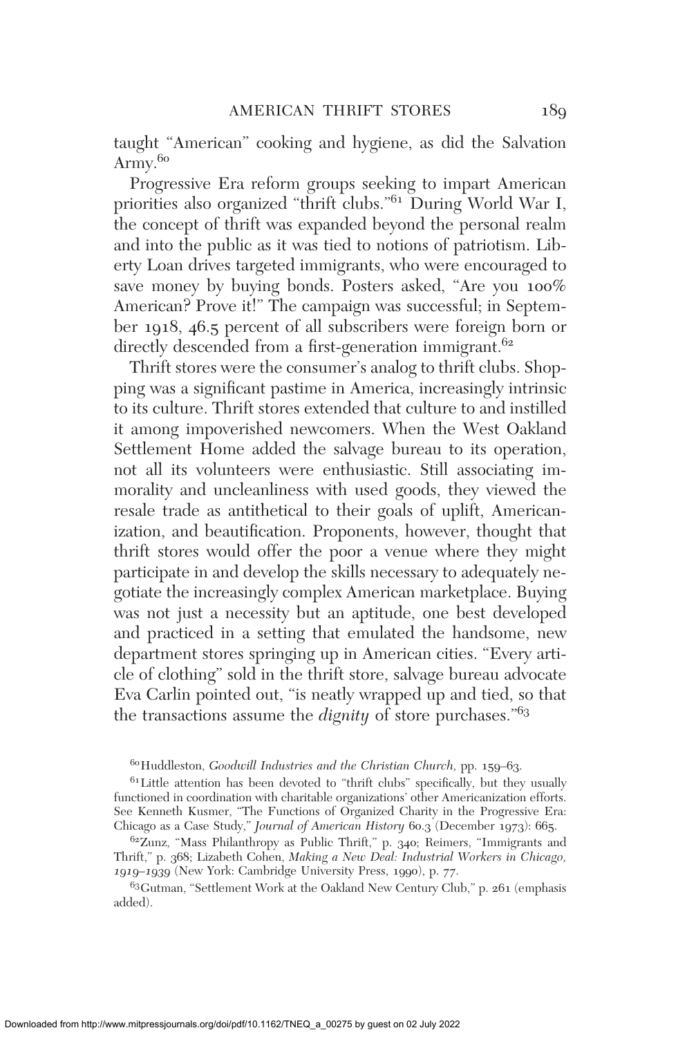taught "American" cooking and hygiene, as did the Salvation Army.[60]

Progressive Era reform groups seeking to impart American priorities also organized "thrift clubs."[61] During World War I, the concept of thrift was expanded beyond the personal realm and into the public as it was tied to notions of patriotism. Liberty Loan drives targeted immigrants, who were encouraged to save money by buying bonds. Posters asked, "Are you 100% American? Prove it!" The campaign was successful; in September 1918, 46.5 percent of all subscribers were foreign born or directly descended from a first-generation immigrant.[62]

Thrift stores were the consumer's analog to thrift clubs. Shopping was a significant pastime in America, increasingly intrinsic to its culture. Thrift stores extended that culture to and instilled it among impoverished newcomers. When the West Oakland Settlement Home added the salvage bureau to its operation, not all its volunteers were enthusiastic. Still associating immorality and uncleanliness with used goods, they viewed the resale trade as antithetical to their goals of uplift, Americanization, and beautification. Proponents, however, thought that thrift stores would offer the poor a venue where they might participate in and develop the skills necessary to adequately negotiate the increasingly complex American marketplace. Buying was not just a necessity but an aptitude, one best developed and practiced in a setting that emulated the handsome, new department stores springing up in American cities. "Every article of clothing" sold in the thrift store, salvage bureau advocate Eva Carlin pointed out, "is neatly wrapped up and tied, so that the transactions assume the *dignity* of store purchases."[63]

---

[60] Huddleston, *Goodwill Industries and the Christian Church,* pp. 159–63.

[61] Little attention has been devoted to "thrift clubs" specifically, but they usually functioned in coordination with charitable organizations' other Americanization efforts. See Kenneth Kusmer, "The Functions of Organized Charity in the Progressive Era: Chicago as a Case Study," *Journal of American History* 60.3 (December 1973): 665.

[62] Zunz, "Mass Philanthropy as Public Thrift," p. 340; Reimers, "Immigrants and Thrift," p. 368; Lizabeth Cohen, *Making a New Deal: Industrial Workers in Chicago, 1919–1939* (New York: Cambridge University Press, 1990), p. 77.

[63] Gutman, "Settlement Work at the Oakland New Century Club," p. 261 (emphasis added).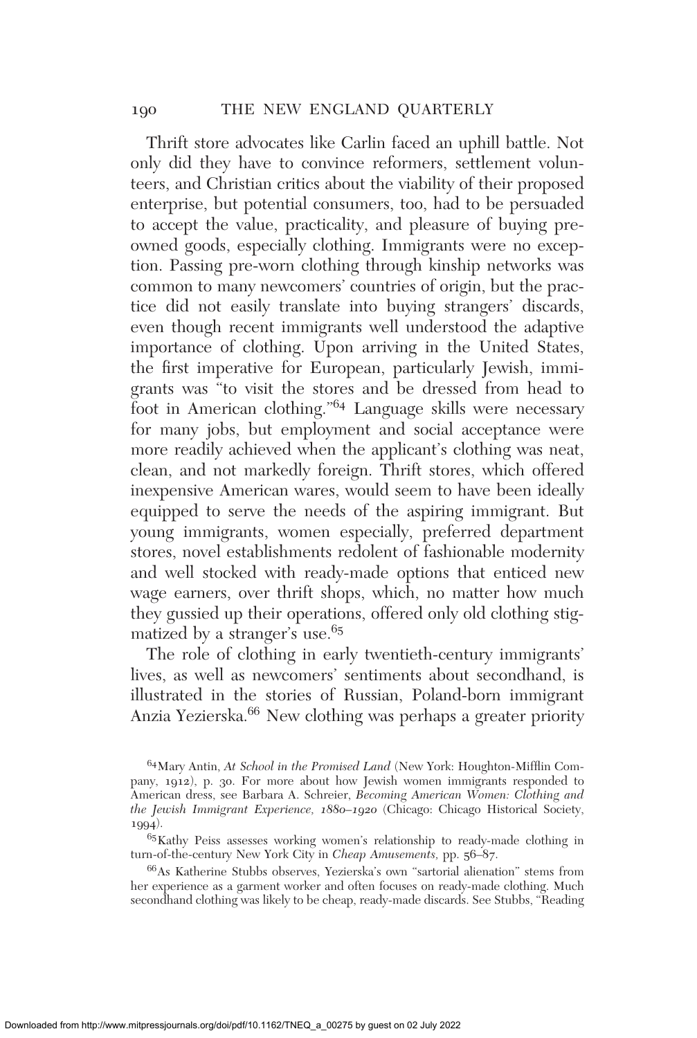Thrift store advocates like Carlin faced an uphill battle. Not only did they have to convince reformers, settlement volunteers, and Christian critics about the viability of their proposed enterprise, but potential consumers, too, had to be persuaded to accept the value, practicality, and pleasure of buying pre-owned goods, especially clothing. Immigrants were no exception. Passing pre-worn clothing through kinship networks was common to many newcomers' countries of origin, but the practice did not easily translate into buying strangers' discards, even though recent immigrants well understood the adaptive importance of clothing. Upon arriving in the United States, the first imperative for European, particularly Jewish, immigrants was "to visit the stores and be dressed from head to foot in American clothing."[64] Language skills were necessary for many jobs, but employment and social acceptance were more readily achieved when the applicant's clothing was neat, clean, and not markedly foreign. Thrift stores, which offered inexpensive American wares, would seem to have been ideally equipped to serve the needs of the aspiring immigrant. But young immigrants, women especially, preferred department stores, novel establishments redolent of fashionable modernity and well stocked with ready-made options that enticed new wage earners, over thrift shops, which, no matter how much they gussied up their operations, offered only old clothing stigmatized by a stranger's use.[65]

The role of clothing in early twentieth-century immigrants' lives, as well as newcomers' sentiments about secondhand, is illustrated in the stories of Russian, Poland-born immigrant Anzia Yezierska.[66] New clothing was perhaps a greater priority

---

[64] Mary Antin, *At School in the Promised Land* (New York: Houghton-Mifflin Company, 1912), p. 30. For more about how Jewish women immigrants responded to American dress, see Barbara A. Schreier, *Becoming American Women: Clothing and the Jewish Immigrant Experience, 1880–1920* (Chicago: Chicago Historical Society, 1994).

[65] Kathy Peiss assesses working women's relationship to ready-made clothing in turn-of-the-century New York City in *Cheap Amusements*, pp. 56–87.

[66] As Katherine Stubbs observes, Yezierska's own "sartorial alienation" stems from her experience as a garment worker and often focuses on ready-made clothing. Much secondhand clothing was likely to be cheap, ready-made discards. See Stubbs, "Reading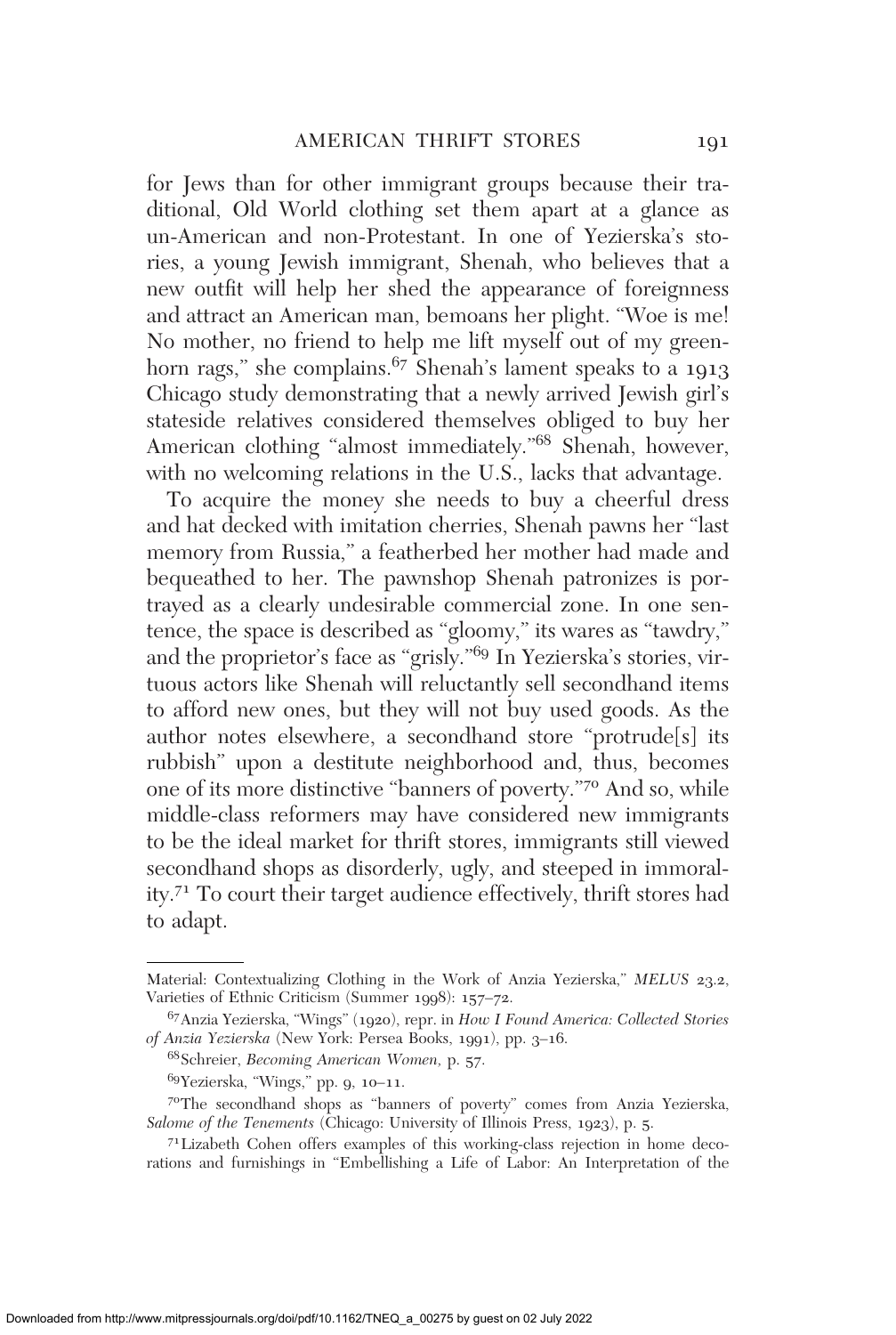for Jews than for other immigrant groups because their traditional, Old World clothing set them apart at a glance as un-American and non-Protestant. In one of Yezierska's stories, a young Jewish immigrant, Shenah, who believes that a new outfit will help her shed the appearance of foreignness and attract an American man, bemoans her plight. "Woe is me! No mother, no friend to help me lift myself out of my greenhorn rags," she complains.[67] Shenah's lament speaks to a 1913 Chicago study demonstrating that a newly arrived Jewish girl's stateside relatives considered themselves obliged to buy her American clothing "almost immediately."[68] Shenah, however, with no welcoming relations in the U.S., lacks that advantage.

To acquire the money she needs to buy a cheerful dress and hat decked with imitation cherries, Shenah pawns her "last memory from Russia," a featherbed her mother had made and bequeathed to her. The pawnshop Shenah patronizes is portrayed as a clearly undesirable commercial zone. In one sentence, the space is described as "gloomy," its wares as "tawdry," and the proprietor's face as "grisly."[69] In Yezierska's stories, virtuous actors like Shenah will reluctantly sell secondhand items to afford new ones, but they will not buy used goods. As the author notes elsewhere, a secondhand store "protrude[s] its rubbish" upon a destitute neighborhood and, thus, becomes one of its more distinctive "banners of poverty."[70] And so, while middle-class reformers may have considered new immigrants to be the ideal market for thrift stores, immigrants still viewed secondhand shops as disorderly, ugly, and steeped in immorality.[71] To court their target audience effectively, thrift stores had to adapt.

---

Material: Contextualizing Clothing in the Work of Anzia Yezierska," *MELUS* 23.2, Varieties of Ethnic Criticism (Summer 1998): 157–72.

[67] Anzia Yezierska, "Wings" (1920), repr. in *How I Found America: Collected Stories of Anzia Yezierska* (New York: Persea Books, 1991), pp. 3–16.

[68] Schreier, *Becoming American Women,* p. 57.

[69] Yezierska, "Wings," pp. 9, 10–11.

[70] The secondhand shops as "banners of poverty" comes from Anzia Yezierska, *Salome of the Tenements* (Chicago: University of Illinois Press, 1923), p. 5.

[71] Lizabeth Cohen offers examples of this working-class rejection in home decorations and furnishings in "Embellishing a Life of Labor: An Interpretation of the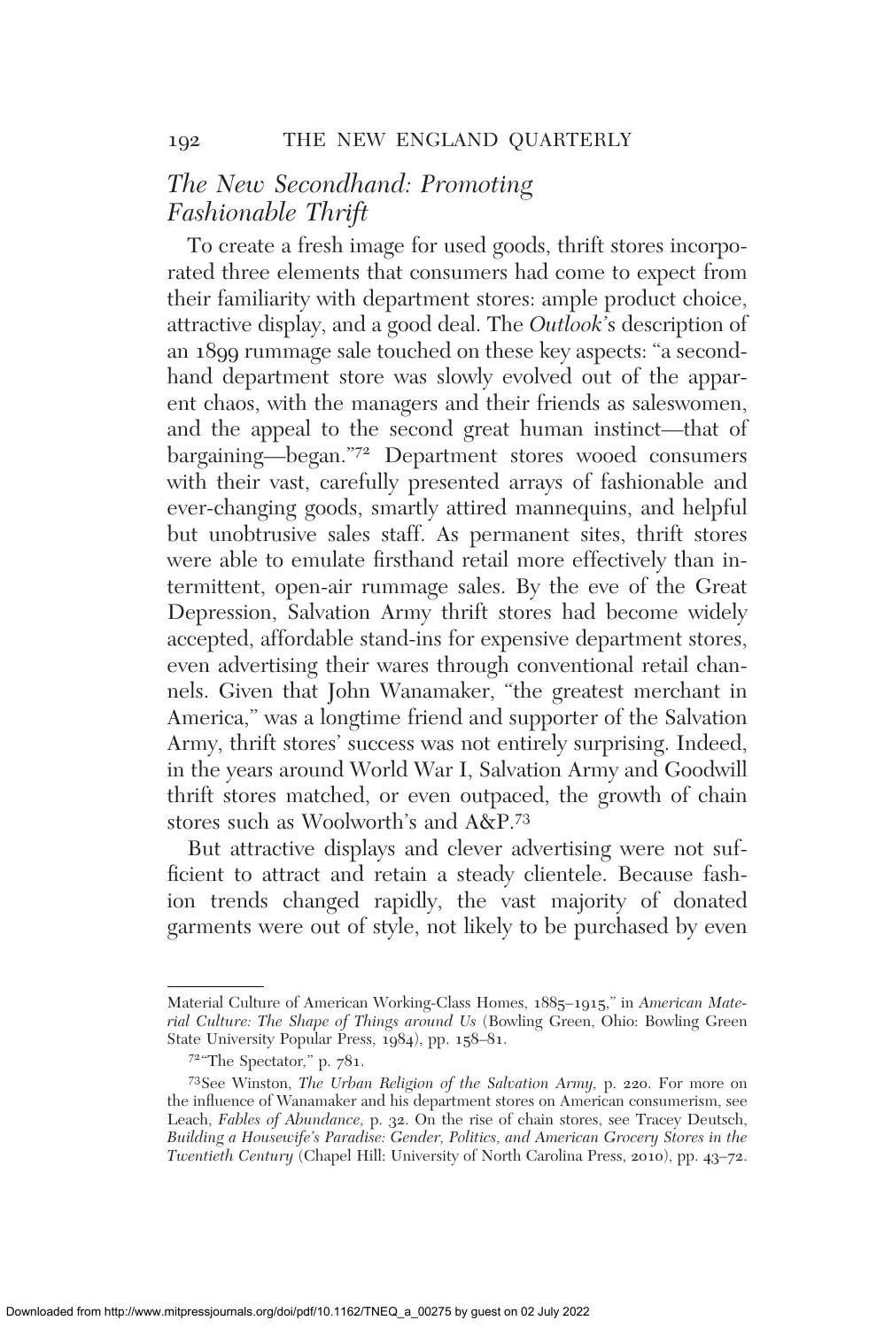## *The New Secondhand: Promoting Fashionable Thrift*

To create a fresh image for used goods, thrift stores incorporated three elements that consumers had come to expect from their familiarity with department stores: ample product choice, attractive display, and a good deal. The *Outlook*'s description of an 1899 rummage sale touched on these key aspects: "a secondhand department store was slowly evolved out of the apparent chaos, with the managers and their friends as saleswomen, and the appeal to the second great human instinct—that of bargaining—began."[72] Department stores wooed consumers with their vast, carefully presented arrays of fashionable and ever-changing goods, smartly attired mannequins, and helpful but unobtrusive sales staff. As permanent sites, thrift stores were able to emulate firsthand retail more effectively than intermittent, open-air rummage sales. By the eve of the Great Depression, Salvation Army thrift stores had become widely accepted, affordable stand-ins for expensive department stores, even advertising their wares through conventional retail channels. Given that John Wanamaker, "the greatest merchant in America," was a longtime friend and supporter of the Salvation Army, thrift stores' success was not entirely surprising. Indeed, in the years around World War I, Salvation Army and Goodwill thrift stores matched, or even outpaced, the growth of chain stores such as Woolworth's and A&P.[73]

But attractive displays and clever advertising were not sufficient to attract and retain a steady clientele. Because fashion trends changed rapidly, the vast majority of donated garments were out of style, not likely to be purchased by even

---

Material Culture of American Working-Class Homes, 1885–1915," in *American Material Culture: The Shape of Things around Us* (Bowling Green, Ohio: Bowling Green State University Popular Press, 1984), pp. 158–81.

[72] "The Spectator," p. 781.

[73] See Winston, *The Urban Religion of the Salvation Army,* p. 220. For more on the influence of Wanamaker and his department stores on American consumerism, see Leach, *Fables of Abundance,* p. 32. On the rise of chain stores, see Tracey Deutsch, *Building a Housewife's Paradise: Gender, Politics, and American Grocery Stores in the Twentieth Century* (Chapel Hill: University of North Carolina Press, 2010), pp. 43–72.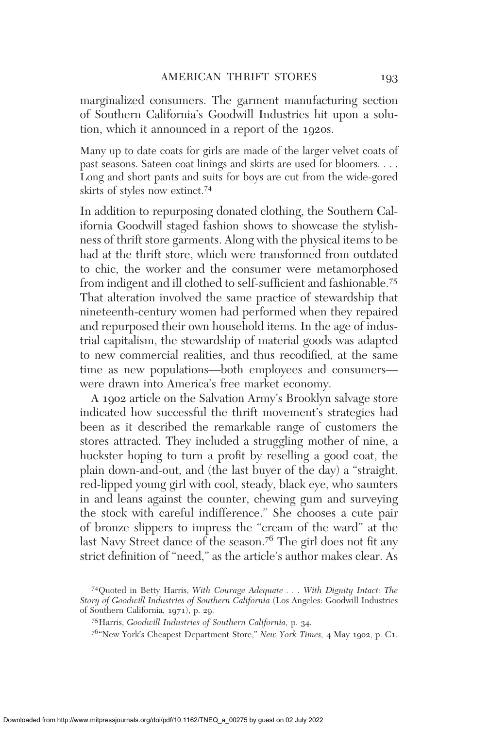marginalized consumers. The garment manufacturing section of Southern California's Goodwill Industries hit upon a solution, which it announced in a report of the 1920s.

> Many up to date coats for girls are made of the larger velvet coats of past seasons. Sateen coat linings and skirts are used for bloomers. . . . Long and short pants and suits for boys are cut from the wide-gored skirts of styles now extinct.[74]

In addition to repurposing donated clothing, the Southern California Goodwill staged fashion shows to showcase the stylishness of thrift store garments. Along with the physical items to be had at the thrift store, which were transformed from outdated to chic, the worker and the consumer were metamorphosed from indigent and ill clothed to self-sufficient and fashionable.[75] That alteration involved the same practice of stewardship that nineteenth-century women had performed when they repaired and repurposed their own household items. In the age of industrial capitalism, the stewardship of material goods was adapted to new commercial realities, and thus recodified, at the same time as new populations—both employees and consumers—were drawn into America's free market economy.

A 1902 article on the Salvation Army's Brooklyn salvage store indicated how successful the thrift movement's strategies had been as it described the remarkable range of customers the stores attracted. They included a struggling mother of nine, a huckster hoping to turn a profit by reselling a good coat, the plain down-and-out, and (the last buyer of the day) a "straight, red-lipped young girl with cool, steady, black eye, who saunters in and leans against the counter, chewing gum and surveying the stock with careful indifference." She chooses a cute pair of bronze slippers to impress the "cream of the ward" at the last Navy Street dance of the season.[76] The girl does not fit any strict definition of "need," as the article's author makes clear. As

[74]Quoted in Betty Harris, *With Courage Adequate . . . With Dignity Intact: The Story of Goodwill Industries of Southern California* (Los Angeles: Goodwill Industries of Southern California, 1971), p. 29.

[75]Harris, *Goodwill Industries of Southern California*, p. 34.

[76]"New York's Cheapest Department Store," *New York Times*, 4 May 1902, p. C1.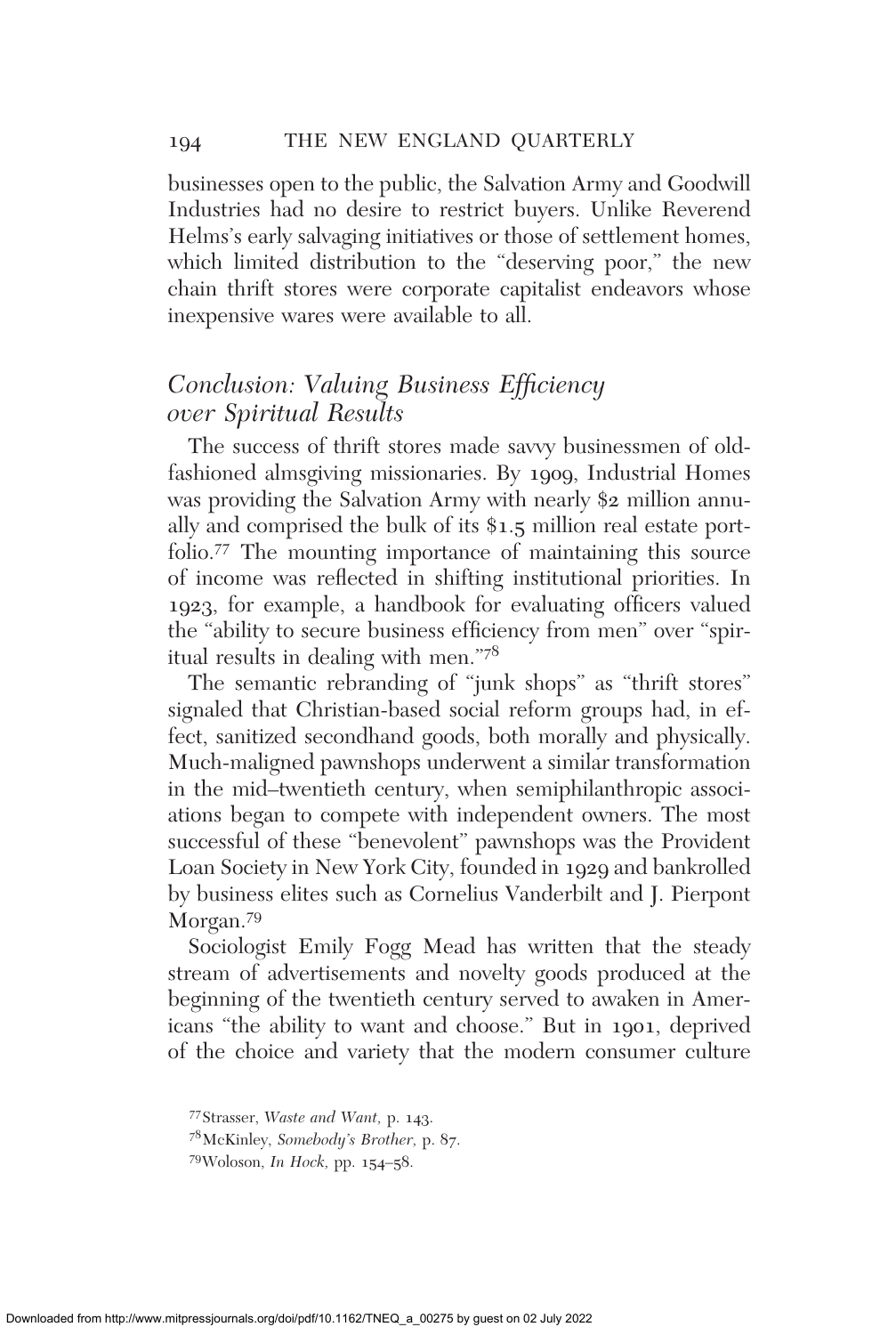businesses open to the public, the Salvation Army and Goodwill Industries had no desire to restrict buyers. Unlike Reverend Helms's early salvaging initiatives or those of settlement homes, which limited distribution to the "deserving poor," the new chain thrift stores were corporate capitalist endeavors whose inexpensive wares were available to all.

## *Conclusion: Valuing Business Efficiency over Spiritual Results*

The success of thrift stores made savvy businessmen of old-fashioned almsgiving missionaries. By 1909, Industrial Homes was providing the Salvation Army with nearly $2 million annually and comprised the bulk of its $1.5 million real estate portfolio.[77] The mounting importance of maintaining this source of income was reflected in shifting institutional priorities. In 1923, for example, a handbook for evaluating officers valued the "ability to secure business efficiency from men" over "spiritual results in dealing with men."[78]

The semantic rebranding of "junk shops" as "thrift stores" signaled that Christian-based social reform groups had, in effect, sanitized secondhand goods, both morally and physically. Much-maligned pawnshops underwent a similar transformation in the mid–twentieth century, when semiphilanthropic associations began to compete with independent owners. The most successful of these "benevolent" pawnshops was the Provident Loan Society in New York City, founded in 1929 and bankrolled by business elites such as Cornelius Vanderbilt and J. Pierpont Morgan.[79]

Sociologist Emily Fogg Mead has written that the steady stream of advertisements and novelty goods produced at the beginning of the twentieth century served to awaken in Americans "the ability to want and choose." But in 1901, deprived of the choice and variety that the modern consumer culture

[77] Strasser, *Waste and Want,* p. 143.

[78] McKinley, *Somebody's Brother,* p. 87.

[79] Woloson, *In Hock,* pp. 154–58.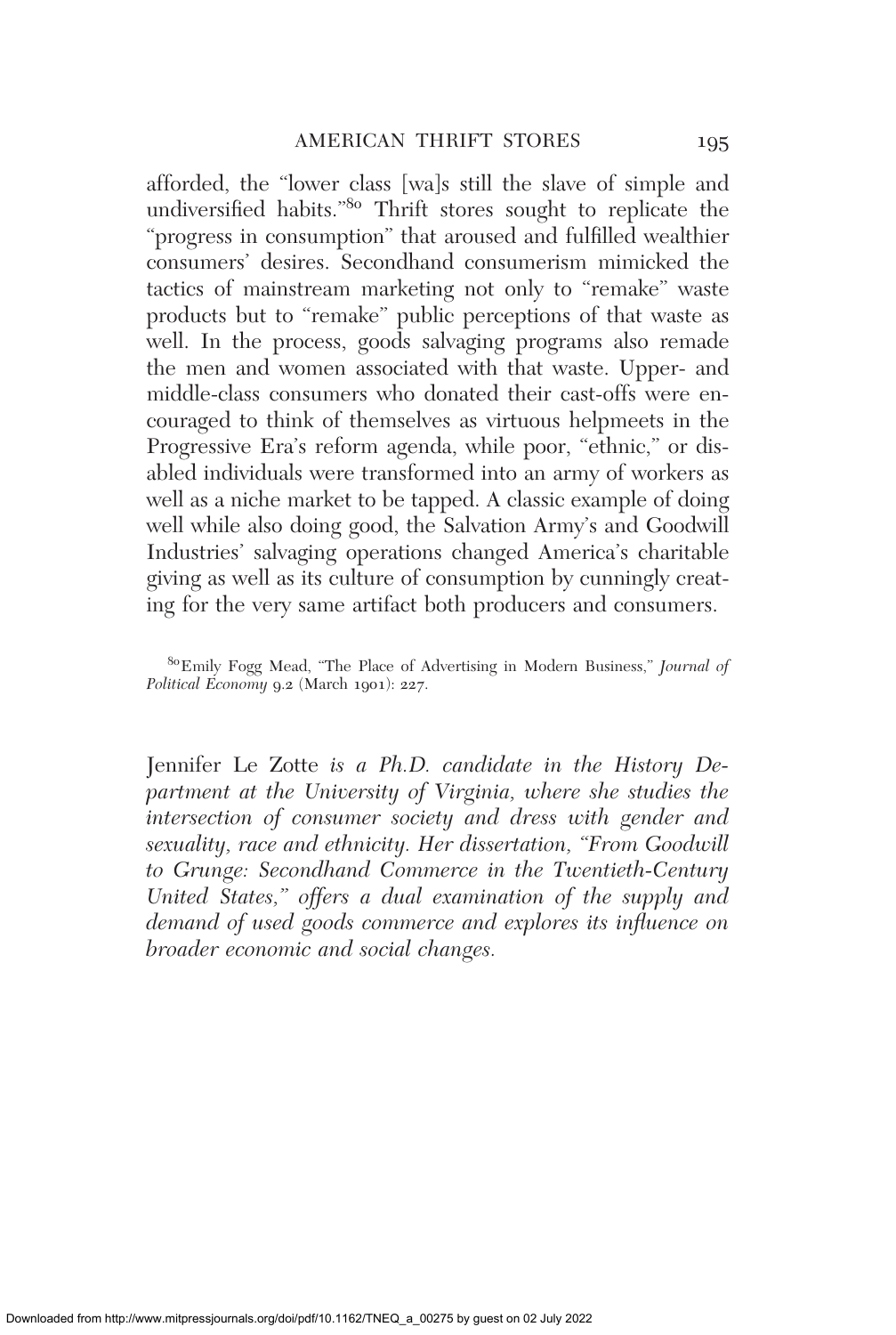afforded, the "lower class [wa]s still the slave of simple and undiversified habits."[80] Thrift stores sought to replicate the "progress in consumption" that aroused and fulfilled wealthier consumers' desires. Secondhand consumerism mimicked the tactics of mainstream marketing not only to "remake" waste products but to "remake" public perceptions of that waste as well. In the process, goods salvaging programs also remade the men and women associated with that waste. Upper- and middle-class consumers who donated their cast-offs were encouraged to think of themselves as virtuous helpmeets in the Progressive Era's reform agenda, while poor, "ethnic," or disabled individuals were transformed into an army of workers as well as a niche market to be tapped. A classic example of doing well while also doing good, the Salvation Army's and Goodwill Industries' salvaging operations changed America's charitable giving as well as its culture of consumption by cunningly creating for the very same artifact both producers and consumers.

[80] Emily Fogg Mead, "The Place of Advertising in Modern Business," *Journal of Political Economy* 9.2 (March 1901): 227.

Jennifer Le Zotte *is a Ph.D. candidate in the History Department at the University of Virginia, where she studies the intersection of consumer society and dress with gender and sexuality, race and ethnicity. Her dissertation, "From Goodwill to Grunge: Secondhand Commerce in the Twentieth-Century United States," offers a dual examination of the supply and demand of used goods commerce and explores its influence on broader economic and social changes.*